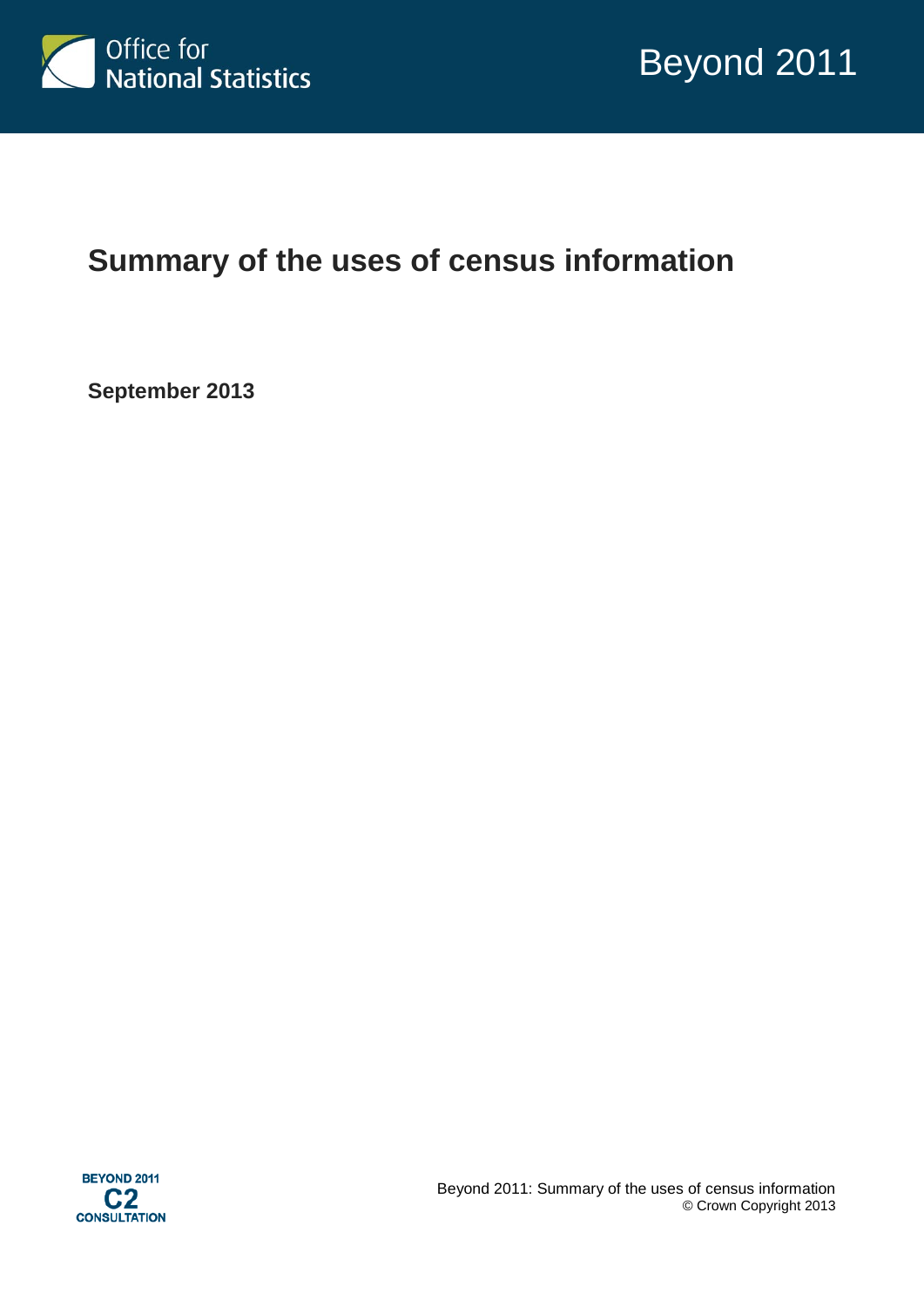Office for National Statistics

Beyond 2011

# Summary of the uses of census information

**September 2013**

BEYOND 2011
C2
CONSULTATION

Beyond 2011: Summary of the uses of census information
© Crown Copyright 2013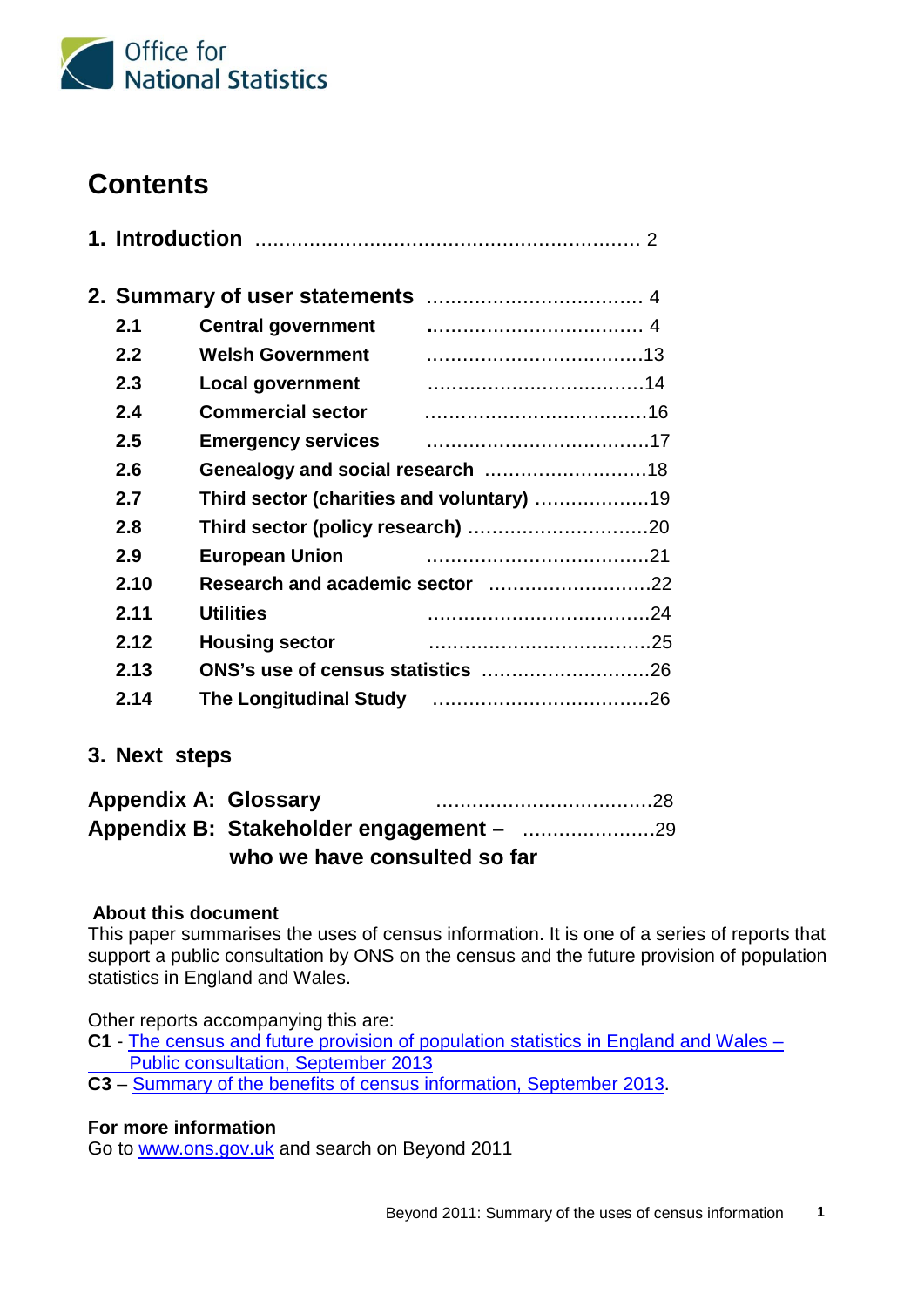Office for National Statistics

# Contents

| | | |
|---|---|---|
| **1. Introduction** | | 2 |
| **2. Summary of user statements** | | 4 |
| **2.1** | **Central government** | 4 |
| **2.2** | **Welsh Government** | 13 |
| **2.3** | **Local government** | 14 |
| **2.4** | **Commercial sector** | 16 |
| **2.5** | **Emergency services** | 17 |
| **2.6** | **Genealogy and social research** | 18 |
| **2.7** | **Third sector (charities and voluntary)** | 19 |
| **2.8** | **Third sector (policy research)** | 20 |
| **2.9** | **European Union** | 21 |
| **2.10** | **Research and academic sector** | 22 |
| **2.11** | **Utilities** | 24 |
| **2.12** | **Housing sector** | 25 |
| **2.13** | **ONS's use of census statistics** | 26 |
| **2.14** | **The Longitudinal Study** | 26 |
| **3. Next steps** | | |
| **Appendix A:** | **Glossary** | 28 |
| **Appendix B:** | **Stakeholder engagement – who we have consulted so far** | 29 |

**About this document**

This paper summarises the uses of census information. It is one of a series of reports that support a public consultation by ONS on the census and the future provision of population statistics in England and Wales.

Other reports accompanying this are:

**C1** - The census and future provision of population statistics in England and Wales – Public consultation, September 2013

**C3** – Summary of the benefits of census information, September 2013.

**For more information**

Go to www.ons.gov.uk and search on Beyond 2011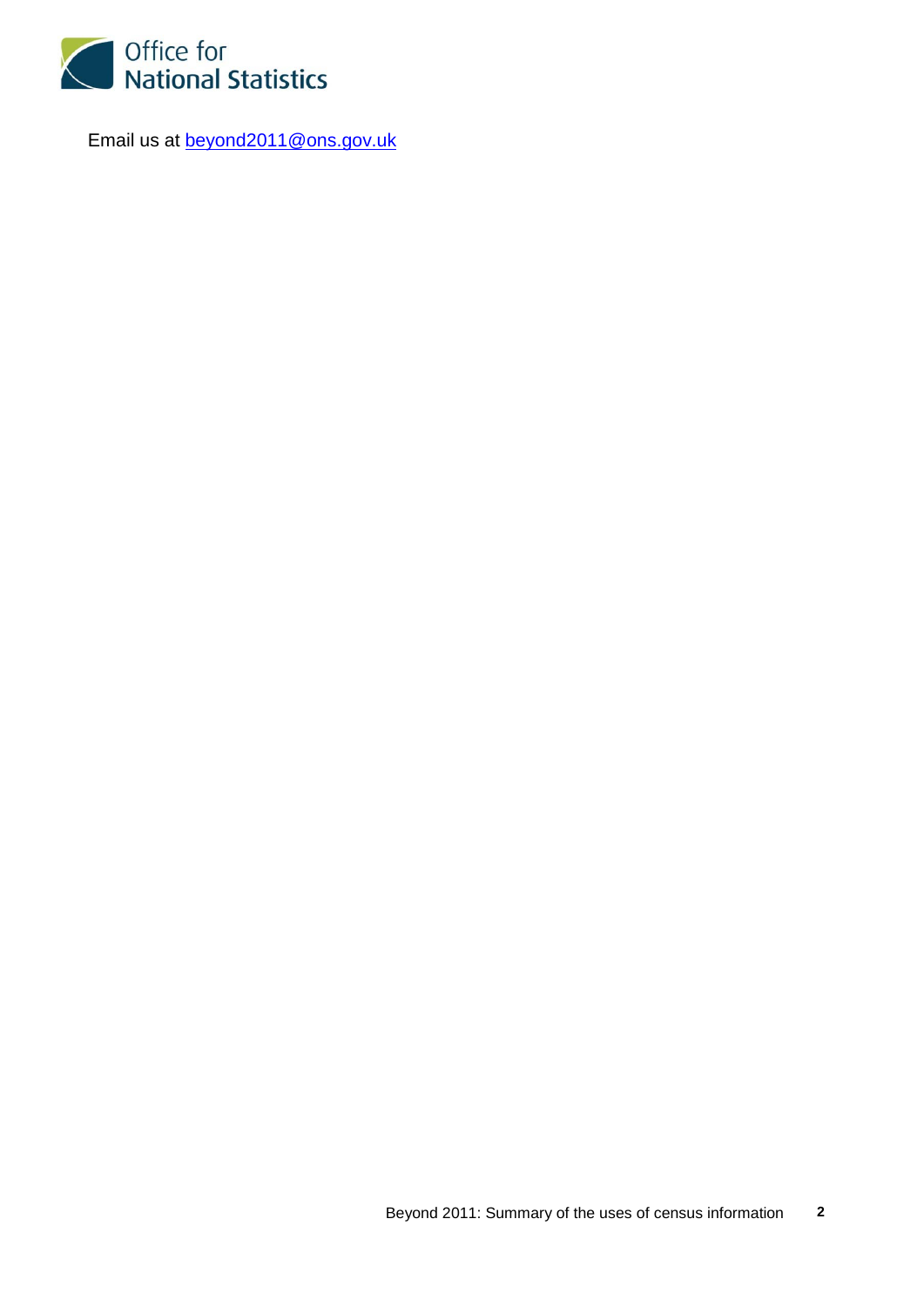Email us at beyond2011@ons.gov.uk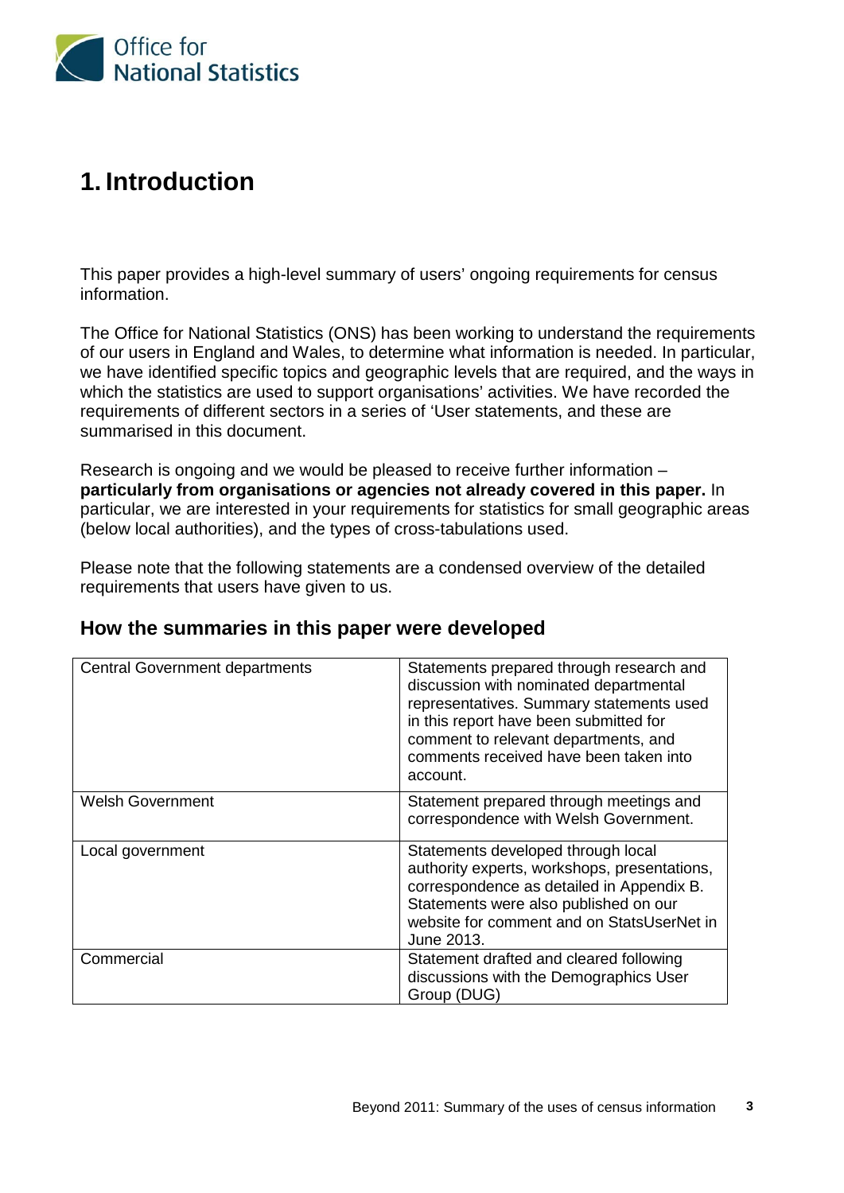# 1. Introduction

This paper provides a high-level summary of users' ongoing requirements for census information.

The Office for National Statistics (ONS) has been working to understand the requirements of our users in England and Wales, to determine what information is needed. In particular, we have identified specific topics and geographic levels that are required, and the ways in which the statistics are used to support organisations' activities. We have recorded the requirements of different sectors in a series of 'User statements, and these are summarised in this document.

Research is ongoing and we would be pleased to receive further information – **particularly from organisations or agencies not already covered in this paper.** In particular, we are interested in your requirements for statistics for small geographic areas (below local authorities), and the types of cross-tabulations used.

Please note that the following statements are a condensed overview of the detailed requirements that users have given to us.

## How the summaries in this paper were developed

| | |
|---|---|
| Central Government departments | Statements prepared through research and discussion with nominated departmental representatives. Summary statements used in this report have been submitted for comment to relevant departments, and comments received have been taken into account. |
| Welsh Government | Statement prepared through meetings and correspondence with Welsh Government. |
| Local government | Statements developed through local authority experts, workshops, presentations, correspondence as detailed in Appendix B. Statements were also published on our website for comment and on StatsUserNet in June 2013. |
| Commercial | Statement drafted and cleared following discussions with the Demographics User Group (DUG) |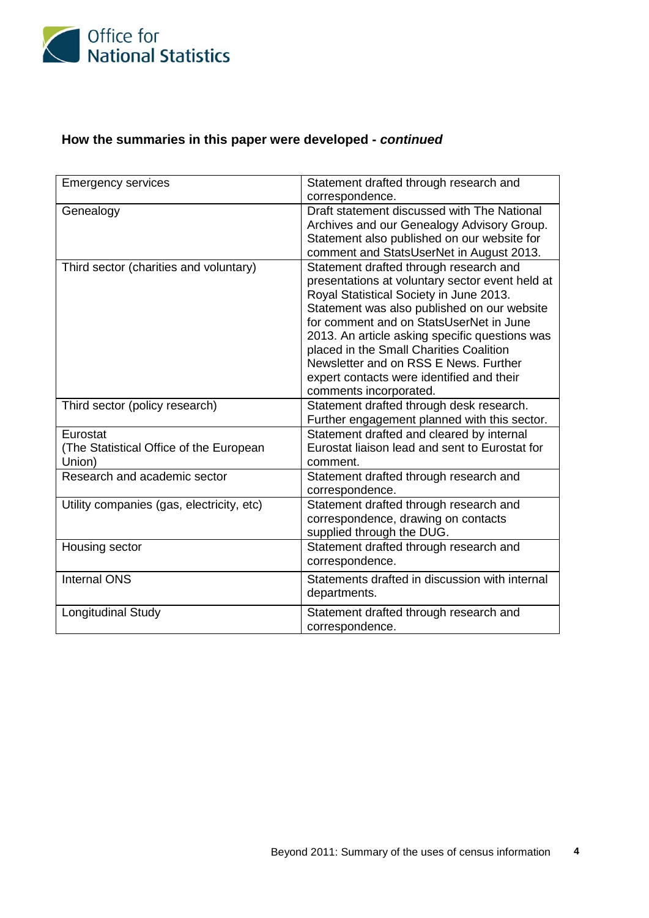## How the summaries in this paper were developed - *continued*

| | |
|---|---|
| Emergency services | Statement drafted through research and correspondence. |
| Genealogy | Draft statement discussed with The National Archives and our Genealogy Advisory Group. Statement also published on our website for comment and StatsUserNet in August 2013. |
| Third sector (charities and voluntary) | Statement drafted through research and presentations at voluntary sector event held at Royal Statistical Society in June 2013. Statement was also published on our website for comment and on StatsUserNet in June 2013. An article asking specific questions was placed in the Small Charities Coalition Newsletter and on RSS E News. Further expert contacts were identified and their comments incorporated. |
| Third sector (policy research) | Statement drafted through desk research. Further engagement planned with this sector. |
| Eurostat (The Statistical Office of the European Union) | Statement drafted and cleared by internal Eurostat liaison lead and sent to Eurostat for comment. |
| Research and academic sector | Statement drafted through research and correspondence. |
| Utility companies (gas, electricity, etc) | Statement drafted through research and correspondence, drawing on contacts supplied through the DUG. |
| Housing sector | Statement drafted through research and correspondence. |
| Internal ONS | Statements drafted in discussion with internal departments. |
| Longitudinal Study | Statement drafted through research and correspondence. |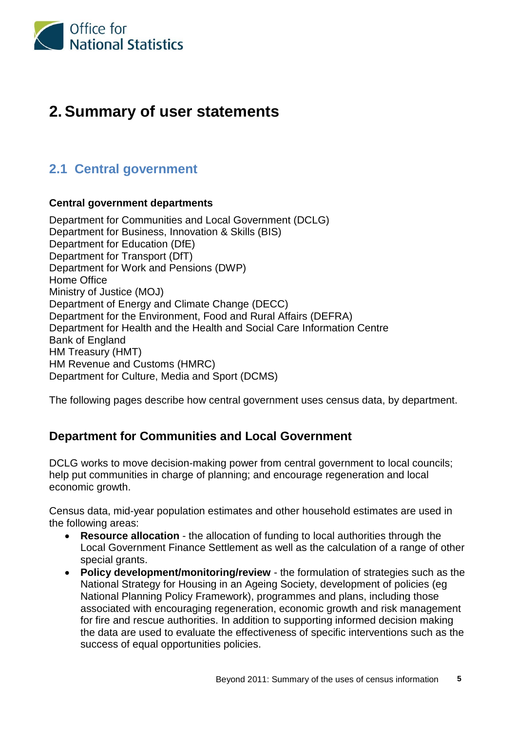# 2. Summary of user statements

## 2.1 Central government

**Central government departments**

Department for Communities and Local Government (DCLG)
Department for Business, Innovation & Skills (BIS)
Department for Education (DfE)
Department for Transport (DfT)
Department for Work and Pensions (DWP)
Home Office
Ministry of Justice (MOJ)
Department of Energy and Climate Change (DECC)
Department for the Environment, Food and Rural Affairs (DEFRA)
Department for Health and the Health and Social Care Information Centre
Bank of England
HM Treasury (HMT)
HM Revenue and Customs (HMRC)
Department for Culture, Media and Sport (DCMS)

The following pages describe how central government uses census data, by department.

### Department for Communities and Local Government

DCLG works to move decision-making power from central government to local councils; help put communities in charge of planning; and encourage regeneration and local economic growth.

Census data, mid-year population estimates and other household estimates are used in the following areas:

- **Resource allocation** - the allocation of funding to local authorities through the Local Government Finance Settlement as well as the calculation of a range of other special grants.
- **Policy development/monitoring/review** - the formulation of strategies such as the National Strategy for Housing in an Ageing Society, development of policies (eg National Planning Policy Framework), programmes and plans, including those associated with encouraging regeneration, economic growth and risk management for fire and rescue authorities. In addition to supporting informed decision making the data are used to evaluate the effectiveness of specific interventions such as the success of equal opportunities policies.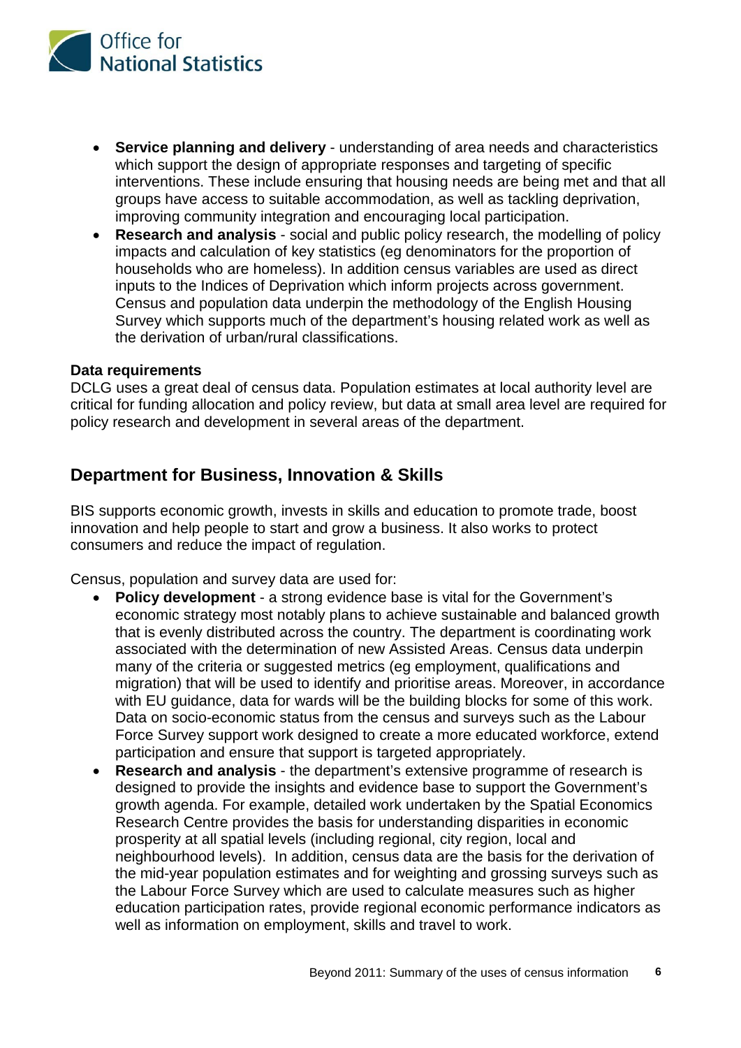- **Service planning and delivery** - understanding of area needs and characteristics which support the design of appropriate responses and targeting of specific interventions. These include ensuring that housing needs are being met and that all groups have access to suitable accommodation, as well as tackling deprivation, improving community integration and encouraging local participation.
- **Research and analysis** - social and public policy research, the modelling of policy impacts and calculation of key statistics (eg denominators for the proportion of households who are homeless). In addition census variables are used as direct inputs to the Indices of Deprivation which inform projects across government. Census and population data underpin the methodology of the English Housing Survey which supports much of the department's housing related work as well as the derivation of urban/rural classifications.

**Data requirements**
DCLG uses a great deal of census data. Population estimates at local authority level are critical for funding allocation and policy review, but data at small area level are required for policy research and development in several areas of the department.

## Department for Business, Innovation & Skills

BIS supports economic growth, invests in skills and education to promote trade, boost innovation and help people to start and grow a business. It also works to protect consumers and reduce the impact of regulation.

Census, population and survey data are used for:

- **Policy development** - a strong evidence base is vital for the Government's economic strategy most notably plans to achieve sustainable and balanced growth that is evenly distributed across the country. The department is coordinating work associated with the determination of new Assisted Areas. Census data underpin many of the criteria or suggested metrics (eg employment, qualifications and migration) that will be used to identify and prioritise areas. Moreover, in accordance with EU guidance, data for wards will be the building blocks for some of this work. Data on socio-economic status from the census and surveys such as the Labour Force Survey support work designed to create a more educated workforce, extend participation and ensure that support is targeted appropriately.
- **Research and analysis** - the department's extensive programme of research is designed to provide the insights and evidence base to support the Government's growth agenda. For example, detailed work undertaken by the Spatial Economics Research Centre provides the basis for understanding disparities in economic prosperity at all spatial levels (including regional, city region, local and neighbourhood levels). In addition, census data are the basis for the derivation of the mid-year population estimates and for weighting and grossing surveys such as the Labour Force Survey which are used to calculate measures such as higher education participation rates, provide regional economic performance indicators as well as information on employment, skills and travel to work.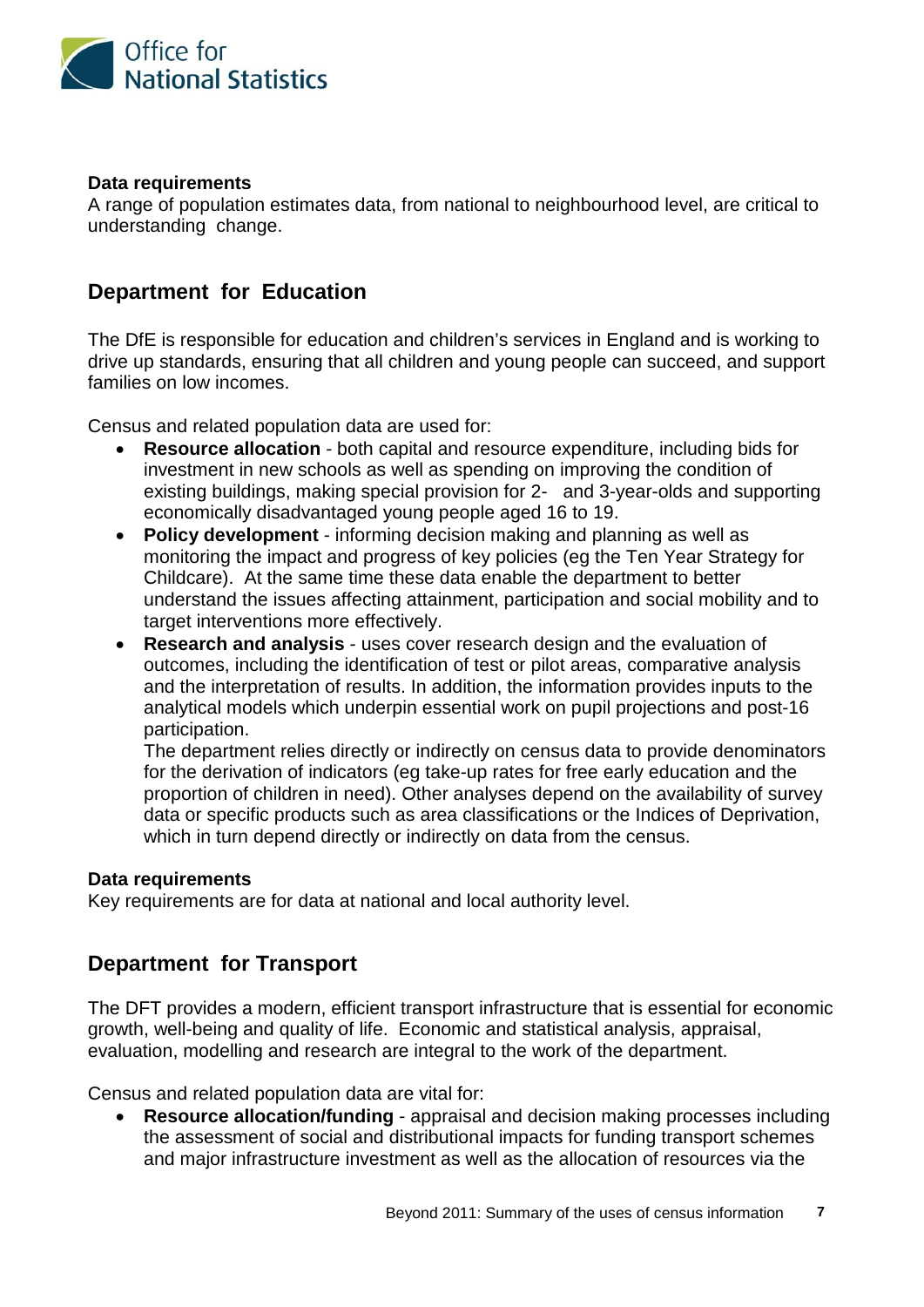**Data requirements**

A range of population estimates data, from national to neighbourhood level, are critical to understanding change.

## Department for Education

The DfE is responsible for education and children's services in England and is working to drive up standards, ensuring that all children and young people can succeed, and support families on low incomes.

Census and related population data are used for:

- **Resource allocation** - both capital and resource expenditure, including bids for investment in new schools as well as spending on improving the condition of existing buildings, making special provision for 2- and 3-year-olds and supporting economically disadvantaged young people aged 16 to 19.
- **Policy development** - informing decision making and planning as well as monitoring the impact and progress of key policies (eg the Ten Year Strategy for Childcare). At the same time these data enable the department to better understand the issues affecting attainment, participation and social mobility and to target interventions more effectively.
- **Research and analysis** - uses cover research design and the evaluation of outcomes, including the identification of test or pilot areas, comparative analysis and the interpretation of results. In addition, the information provides inputs to the analytical models which underpin essential work on pupil projections and post-16 participation.

  The department relies directly or indirectly on census data to provide denominators for the derivation of indicators (eg take-up rates for free early education and the proportion of children in need). Other analyses depend on the availability of survey data or specific products such as area classifications or the Indices of Deprivation, which in turn depend directly or indirectly on data from the census.

**Data requirements**

Key requirements are for data at national and local authority level.

## Department for Transport

The DFT provides a modern, efficient transport infrastructure that is essential for economic growth, well-being and quality of life. Economic and statistical analysis, appraisal, evaluation, modelling and research are integral to the work of the department.

Census and related population data are vital for:

- **Resource allocation/funding** - appraisal and decision making processes including the assessment of social and distributional impacts for funding transport schemes and major infrastructure investment as well as the allocation of resources via the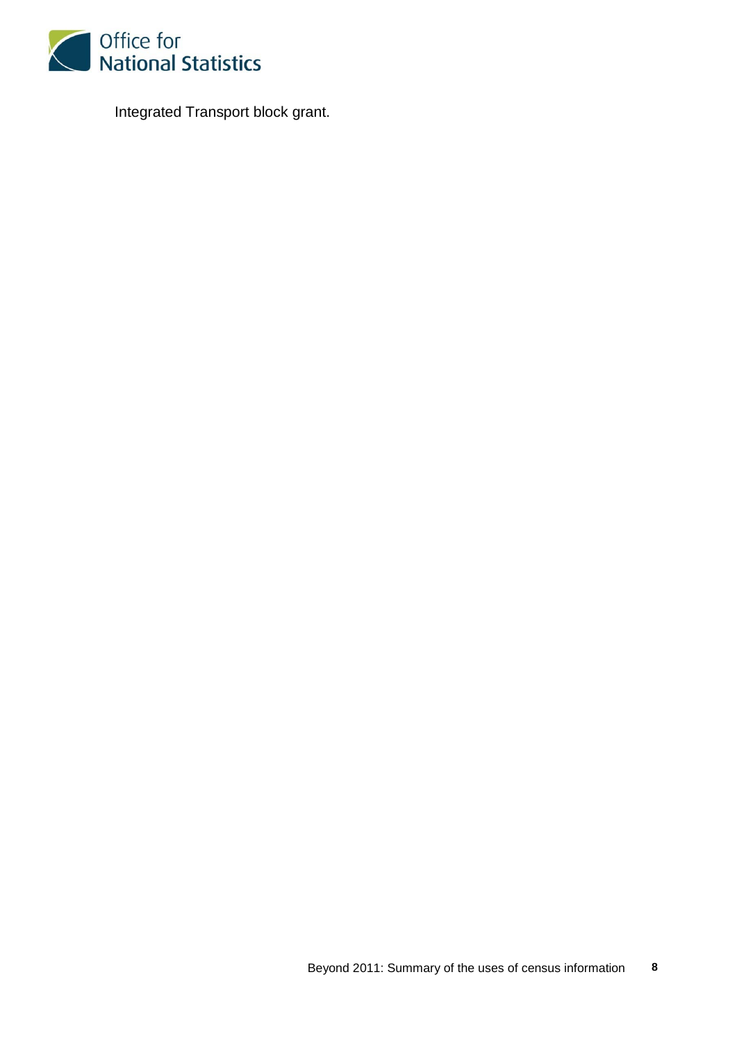Integrated Transport block grant.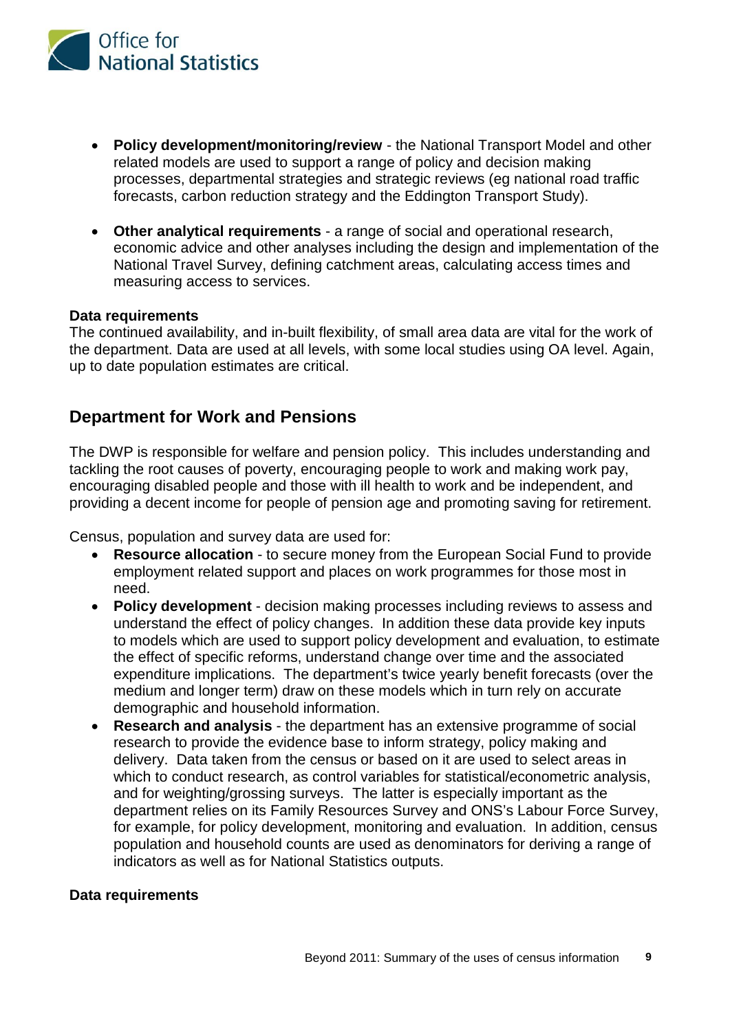- **Policy development/monitoring/review** - the National Transport Model and other related models are used to support a range of policy and decision making processes, departmental strategies and strategic reviews (eg national road traffic forecasts, carbon reduction strategy and the Eddington Transport Study).

- **Other analytical requirements** - a range of social and operational research, economic advice and other analyses including the design and implementation of the National Travel Survey, defining catchment areas, calculating access times and measuring access to services.

**Data requirements**

The continued availability, and in-built flexibility, of small area data are vital for the work of the department. Data are used at all levels, with some local studies using OA level. Again, up to date population estimates are critical.

## Department for Work and Pensions

The DWP is responsible for welfare and pension policy. This includes understanding and tackling the root causes of poverty, encouraging people to work and making work pay, encouraging disabled people and those with ill health to work and be independent, and providing a decent income for people of pension age and promoting saving for retirement.

Census, population and survey data are used for:

- **Resource allocation** - to secure money from the European Social Fund to provide employment related support and places on work programmes for those most in need.
- **Policy development** - decision making processes including reviews to assess and understand the effect of policy changes. In addition these data provide key inputs to models which are used to support policy development and evaluation, to estimate the effect of specific reforms, understand change over time and the associated expenditure implications. The department's twice yearly benefit forecasts (over the medium and longer term) draw on these models which in turn rely on accurate demographic and household information.
- **Research and analysis** - the department has an extensive programme of social research to provide the evidence base to inform strategy, policy making and delivery. Data taken from the census or based on it are used to select areas in which to conduct research, as control variables for statistical/econometric analysis, and for weighting/grossing surveys. The latter is especially important as the department relies on its Family Resources Survey and ONS's Labour Force Survey, for example, for policy development, monitoring and evaluation. In addition, census population and household counts are used as denominators for deriving a range of indicators as well as for National Statistics outputs.

**Data requirements**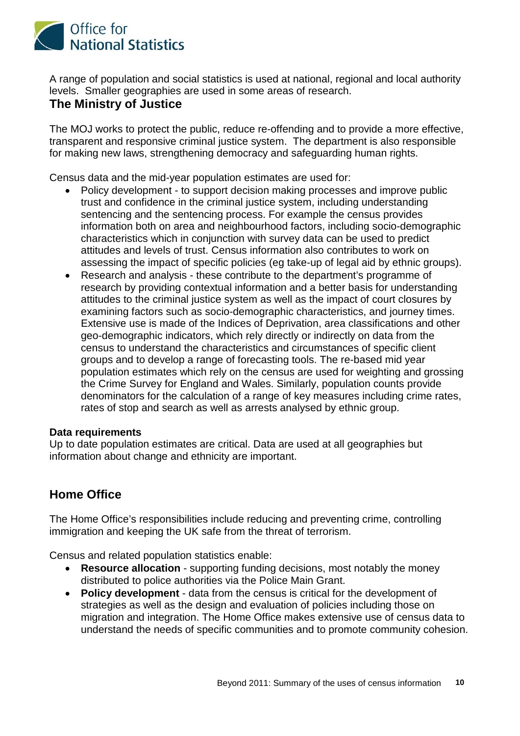A range of population and social statistics is used at national, regional and local authority levels. Smaller geographies are used in some areas of research.

## The Ministry of Justice

The MOJ works to protect the public, reduce re-offending and to provide a more effective, transparent and responsive criminal justice system. The department is also responsible for making new laws, strengthening democracy and safeguarding human rights.

Census data and the mid-year population estimates are used for:

- Policy development - to support decision making processes and improve public trust and confidence in the criminal justice system, including understanding sentencing and the sentencing process. For example the census provides information both on area and neighbourhood factors, including socio-demographic characteristics which in conjunction with survey data can be used to predict attitudes and levels of trust. Census information also contributes to work on assessing the impact of specific policies (eg take-up of legal aid by ethnic groups).
- Research and analysis - these contribute to the department's programme of research by providing contextual information and a better basis for understanding attitudes to the criminal justice system as well as the impact of court closures by examining factors such as socio-demographic characteristics, and journey times. Extensive use is made of the Indices of Deprivation, area classifications and other geo-demographic indicators, which rely directly or indirectly on data from the census to understand the characteristics and circumstances of specific client groups and to develop a range of forecasting tools. The re-based mid year population estimates which rely on the census are used for weighting and grossing the Crime Survey for England and Wales. Similarly, population counts provide denominators for the calculation of a range of key measures including crime rates, rates of stop and search as well as arrests analysed by ethnic group.

**Data requirements**

Up to date population estimates are critical. Data are used at all geographies but information about change and ethnicity are important.

## Home Office

The Home Office's responsibilities include reducing and preventing crime, controlling immigration and keeping the UK safe from the threat of terrorism.

Census and related population statistics enable:

- **Resource allocation** - supporting funding decisions, most notably the money distributed to police authorities via the Police Main Grant.
- **Policy development** - data from the census is critical for the development of strategies as well as the design and evaluation of policies including those on migration and integration. The Home Office makes extensive use of census data to understand the needs of specific communities and to promote community cohesion.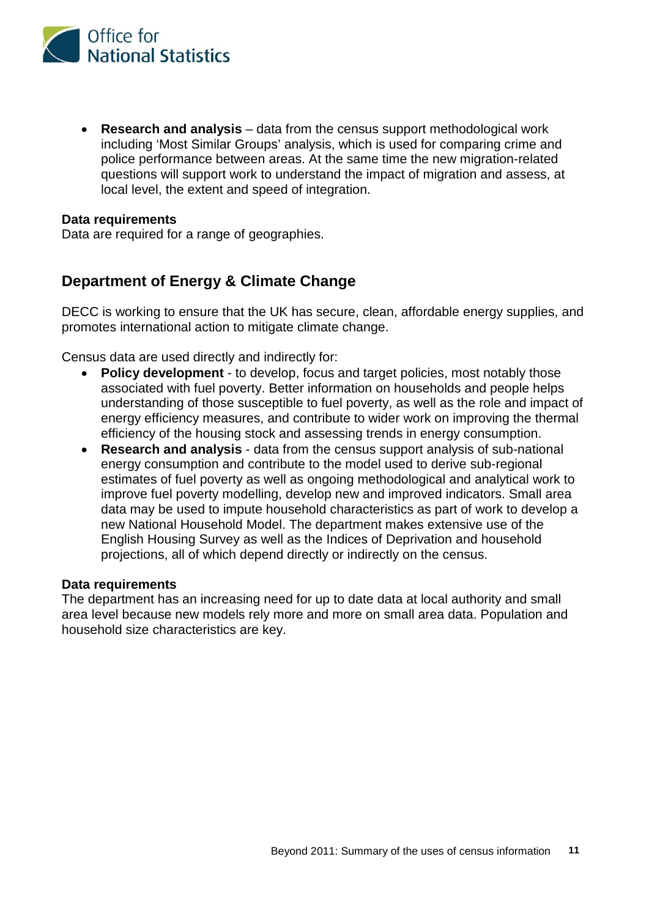- **Research and analysis** – data from the census support methodological work including 'Most Similar Groups' analysis, which is used for comparing crime and police performance between areas. At the same time the new migration-related questions will support work to understand the impact of migration and assess, at local level, the extent and speed of integration.

**Data requirements**
Data are required for a range of geographies.

## Department of Energy & Climate Change

DECC is working to ensure that the UK has secure, clean, affordable energy supplies, and promotes international action to mitigate climate change.

Census data are used directly and indirectly for:

- **Policy development** - to develop, focus and target policies, most notably those associated with fuel poverty. Better information on households and people helps understanding of those susceptible to fuel poverty, as well as the role and impact of energy efficiency measures, and contribute to wider work on improving the thermal efficiency of the housing stock and assessing trends in energy consumption.
- **Research and analysis** - data from the census support analysis of sub-national energy consumption and contribute to the model used to derive sub-regional estimates of fuel poverty as well as ongoing methodological and analytical work to improve fuel poverty modelling, develop new and improved indicators. Small area data may be used to impute household characteristics as part of work to develop a new National Household Model. The department makes extensive use of the English Housing Survey as well as the Indices of Deprivation and household projections, all of which depend directly or indirectly on the census.

**Data requirements**
The department has an increasing need for up to date data at local authority and small area level because new models rely more and more on small area data. Population and household size characteristics are key.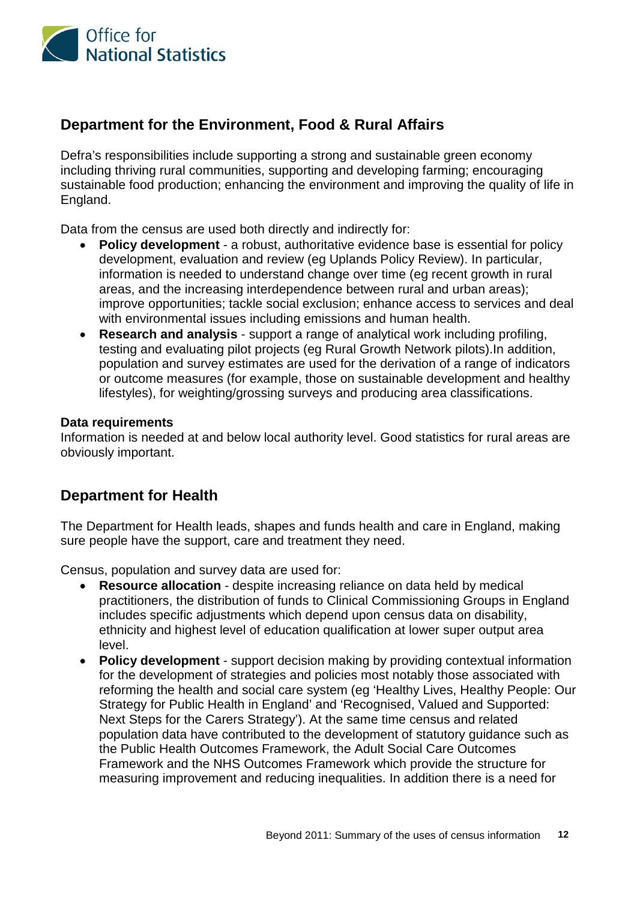## Department for the Environment, Food & Rural Affairs

Defra's responsibilities include supporting a strong and sustainable green economy including thriving rural communities, supporting and developing farming; encouraging sustainable food production; enhancing the environment and improving the quality of life in England.

Data from the census are used both directly and indirectly for:

- **Policy development** - a robust, authoritative evidence base is essential for policy development, evaluation and review (eg Uplands Policy Review). In particular, information is needed to understand change over time (eg recent growth in rural areas, and the increasing interdependence between rural and urban areas); improve opportunities; tackle social exclusion; enhance access to services and deal with environmental issues including emissions and human health.
- **Research and analysis** - support a range of analytical work including profiling, testing and evaluating pilot projects (eg Rural Growth Network pilots).In addition, population and survey estimates are used for the derivation of a range of indicators or outcome measures (for example, those on sustainable development and healthy lifestyles), for weighting/grossing surveys and producing area classifications.

**Data requirements**
Information is needed at and below local authority level. Good statistics for rural areas are obviously important.

## Department for Health

The Department for Health leads, shapes and funds health and care in England, making sure people have the support, care and treatment they need.

Census, population and survey data are used for:

- **Resource allocation** - despite increasing reliance on data held by medical practitioners, the distribution of funds to Clinical Commissioning Groups in England includes specific adjustments which depend upon census data on disability, ethnicity and highest level of education qualification at lower super output area level.
- **Policy development** - support decision making by providing contextual information for the development of strategies and policies most notably those associated with reforming the health and social care system (eg 'Healthy Lives, Healthy People: Our Strategy for Public Health in England' and 'Recognised, Valued and Supported: Next Steps for the Carers Strategy'). At the same time census and related population data have contributed to the development of statutory guidance such as the Public Health Outcomes Framework, the Adult Social Care Outcomes Framework and the NHS Outcomes Framework which provide the structure for measuring improvement and reducing inequalities. In addition there is a need for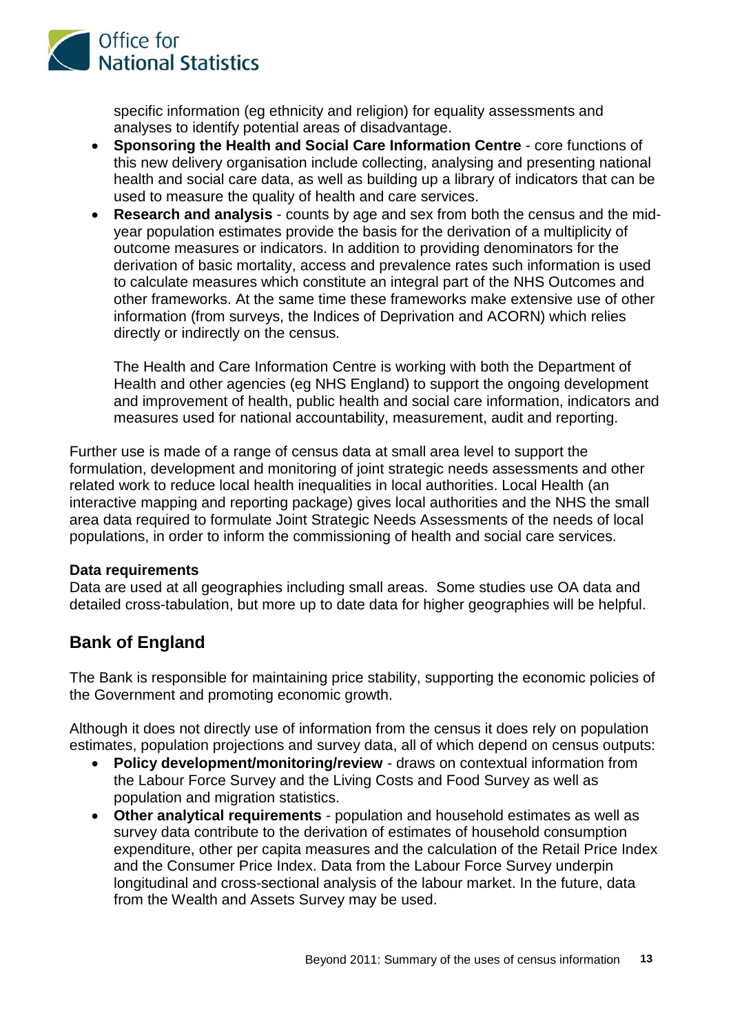specific information (eg ethnicity and religion) for equality assessments and analyses to identify potential areas of disadvantage.

- **Sponsoring the Health and Social Care Information Centre** - core functions of this new delivery organisation include collecting, analysing and presenting national health and social care data, as well as building up a library of indicators that can be used to measure the quality of health and care services.
- **Research and analysis** - counts by age and sex from both the census and the mid-year population estimates provide the basis for the derivation of a multiplicity of outcome measures or indicators. In addition to providing denominators for the derivation of basic mortality, access and prevalence rates such information is used to calculate measures which constitute an integral part of the NHS Outcomes and other frameworks. At the same time these frameworks make extensive use of other information (from surveys, the Indices of Deprivation and ACORN) which relies directly or indirectly on the census.

  The Health and Care Information Centre is working with both the Department of Health and other agencies (eg NHS England) to support the ongoing development and improvement of health, public health and social care information, indicators and measures used for national accountability, measurement, audit and reporting.

Further use is made of a range of census data at small area level to support the formulation, development and monitoring of joint strategic needs assessments and other related work to reduce local health inequalities in local authorities. Local Health (an interactive mapping and reporting package) gives local authorities and the NHS the small area data required to formulate Joint Strategic Needs Assessments of the needs of local populations, in order to inform the commissioning of health and social care services.

**Data requirements**

Data are used at all geographies including small areas. Some studies use OA data and detailed cross-tabulation, but more up to date data for higher geographies will be helpful.

## Bank of England

The Bank is responsible for maintaining price stability, supporting the economic policies of the Government and promoting economic growth.

Although it does not directly use of information from the census it does rely on population estimates, population projections and survey data, all of which depend on census outputs:

- **Policy development/monitoring/review** - draws on contextual information from the Labour Force Survey and the Living Costs and Food Survey as well as population and migration statistics.
- **Other analytical requirements** - population and household estimates as well as survey data contribute to the derivation of estimates of household consumption expenditure, other per capita measures and the calculation of the Retail Price Index and the Consumer Price Index. Data from the Labour Force Survey underpin longitudinal and cross-sectional analysis of the labour market. In the future, data from the Wealth and Assets Survey may be used.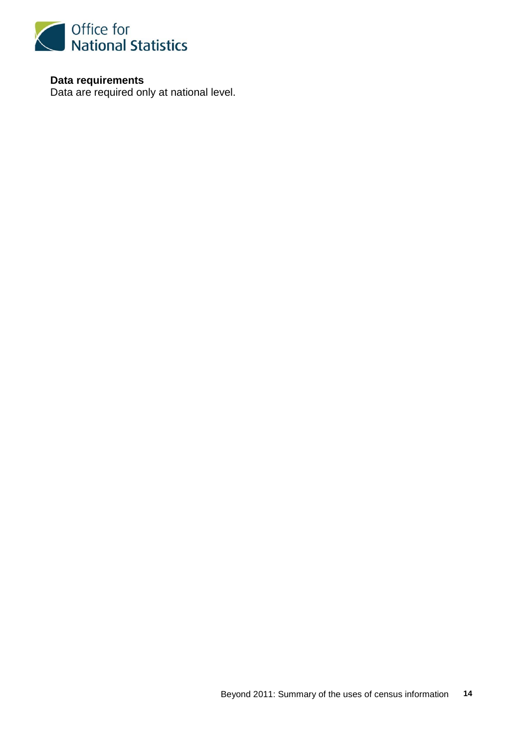**Data requirements**

Data are required only at national level.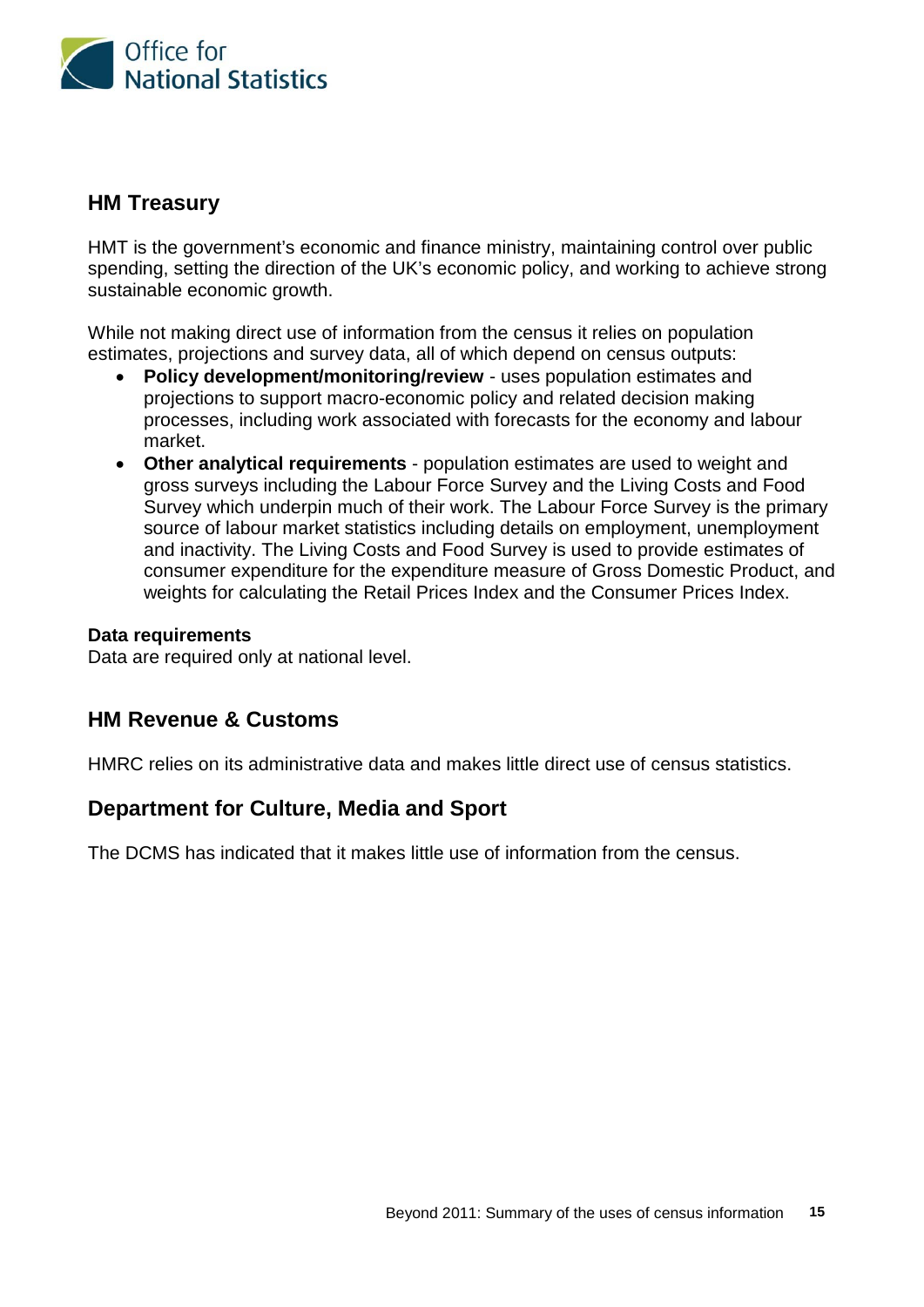## HM Treasury

HMT is the government's economic and finance ministry, maintaining control over public spending, setting the direction of the UK's economic policy, and working to achieve strong sustainable economic growth.

While not making direct use of information from the census it relies on population estimates, projections and survey data, all of which depend on census outputs:

- **Policy development/monitoring/review** - uses population estimates and projections to support macro-economic policy and related decision making processes, including work associated with forecasts for the economy and labour market.
- **Other analytical requirements** - population estimates are used to weight and gross surveys including the Labour Force Survey and the Living Costs and Food Survey which underpin much of their work. The Labour Force Survey is the primary source of labour market statistics including details on employment, unemployment and inactivity. The Living Costs and Food Survey is used to provide estimates of consumer expenditure for the expenditure measure of Gross Domestic Product, and weights for calculating the Retail Prices Index and the Consumer Prices Index.

**Data requirements**
Data are required only at national level.

## HM Revenue & Customs

HMRC relies on its administrative data and makes little direct use of census statistics.

## Department for Culture, Media and Sport

The DCMS has indicated that it makes little use of information from the census.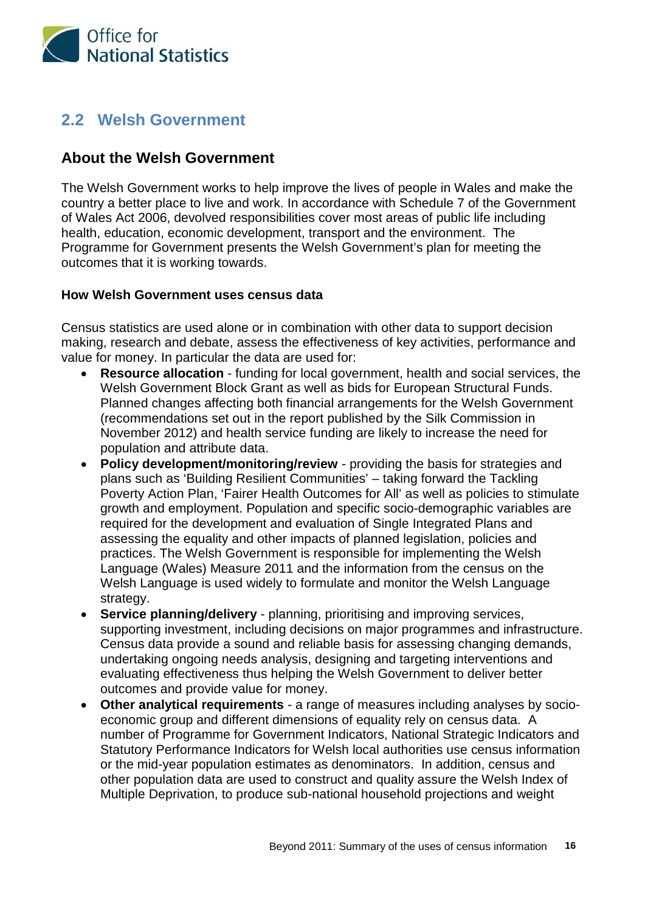## 2.2 Welsh Government

### About the Welsh Government

The Welsh Government works to help improve the lives of people in Wales and make the country a better place to live and work. In accordance with Schedule 7 of the Government of Wales Act 2006, devolved responsibilities cover most areas of public life including health, education, economic development, transport and the environment. The Programme for Government presents the Welsh Government's plan for meeting the outcomes that it is working towards.

**How Welsh Government uses census data**

Census statistics are used alone or in combination with other data to support decision making, research and debate, assess the effectiveness of key activities, performance and value for money. In particular the data are used for:

- **Resource allocation** - funding for local government, health and social services, the Welsh Government Block Grant as well as bids for European Structural Funds. Planned changes affecting both financial arrangements for the Welsh Government (recommendations set out in the report published by the Silk Commission in November 2012) and health service funding are likely to increase the need for population and attribute data.
- **Policy development/monitoring/review** - providing the basis for strategies and plans such as 'Building Resilient Communities' – taking forward the Tackling Poverty Action Plan, 'Fairer Health Outcomes for All' as well as policies to stimulate growth and employment. Population and specific socio-demographic variables are required for the development and evaluation of Single Integrated Plans and assessing the equality and other impacts of planned legislation, policies and practices. The Welsh Government is responsible for implementing the Welsh Language (Wales) Measure 2011 and the information from the census on the Welsh Language is used widely to formulate and monitor the Welsh Language strategy.
- **Service planning/delivery** - planning, prioritising and improving services, supporting investment, including decisions on major programmes and infrastructure. Census data provide a sound and reliable basis for assessing changing demands, undertaking ongoing needs analysis, designing and targeting interventions and evaluating effectiveness thus helping the Welsh Government to deliver better outcomes and provide value for money.
- **Other analytical requirements** - a range of measures including analyses by socio-economic group and different dimensions of equality rely on census data. A number of Programme for Government Indicators, National Strategic Indicators and Statutory Performance Indicators for Welsh local authorities use census information or the mid-year population estimates as denominators. In addition, census and other population data are used to construct and quality assure the Welsh Index of Multiple Deprivation, to produce sub-national household projections and weight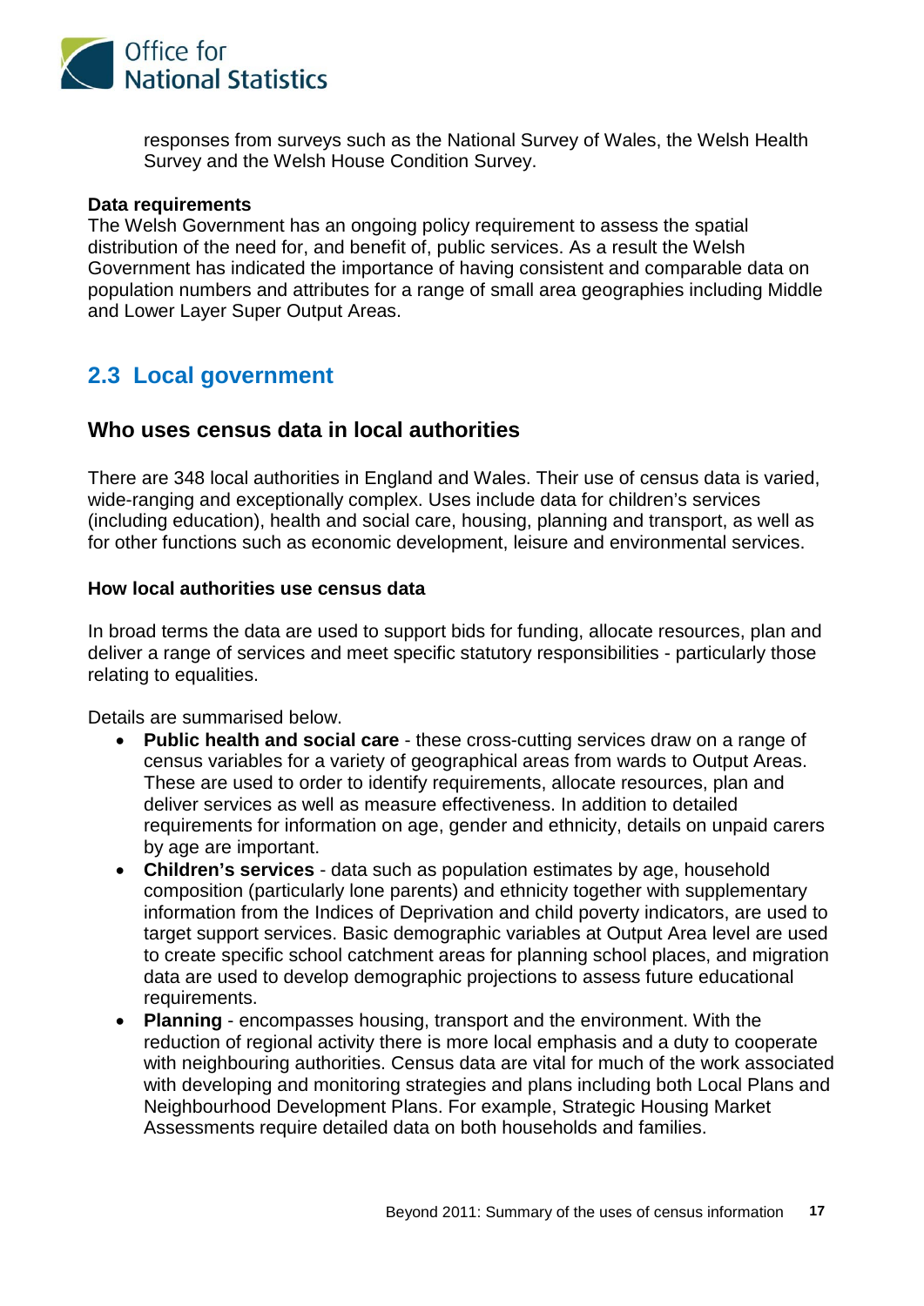responses from surveys such as the National Survey of Wales, the Welsh Health Survey and the Welsh House Condition Survey.

**Data requirements**

The Welsh Government has an ongoing policy requirement to assess the spatial distribution of the need for, and benefit of, public services. As a result the Welsh Government has indicated the importance of having consistent and comparable data on population numbers and attributes for a range of small area geographies including Middle and Lower Layer Super Output Areas.

## 2.3 Local government

### Who uses census data in local authorities

There are 348 local authorities in England and Wales. Their use of census data is varied, wide-ranging and exceptionally complex. Uses include data for children's services (including education), health and social care, housing, planning and transport, as well as for other functions such as economic development, leisure and environmental services.

**How local authorities use census data**

In broad terms the data are used to support bids for funding, allocate resources, plan and deliver a range of services and meet specific statutory responsibilities - particularly those relating to equalities.

Details are summarised below.

- **Public health and social care** - these cross-cutting services draw on a range of census variables for a variety of geographical areas from wards to Output Areas. These are used to order to identify requirements, allocate resources, plan and deliver services as well as measure effectiveness. In addition to detailed requirements for information on age, gender and ethnicity, details on unpaid carers by age are important.
- **Children's services** - data such as population estimates by age, household composition (particularly lone parents) and ethnicity together with supplementary information from the Indices of Deprivation and child poverty indicators, are used to target support services. Basic demographic variables at Output Area level are used to create specific school catchment areas for planning school places, and migration data are used to develop demographic projections to assess future educational requirements.
- **Planning** - encompasses housing, transport and the environment. With the reduction of regional activity there is more local emphasis and a duty to cooperate with neighbouring authorities. Census data are vital for much of the work associated with developing and monitoring strategies and plans including both Local Plans and Neighbourhood Development Plans. For example, Strategic Housing Market Assessments require detailed data on both households and families.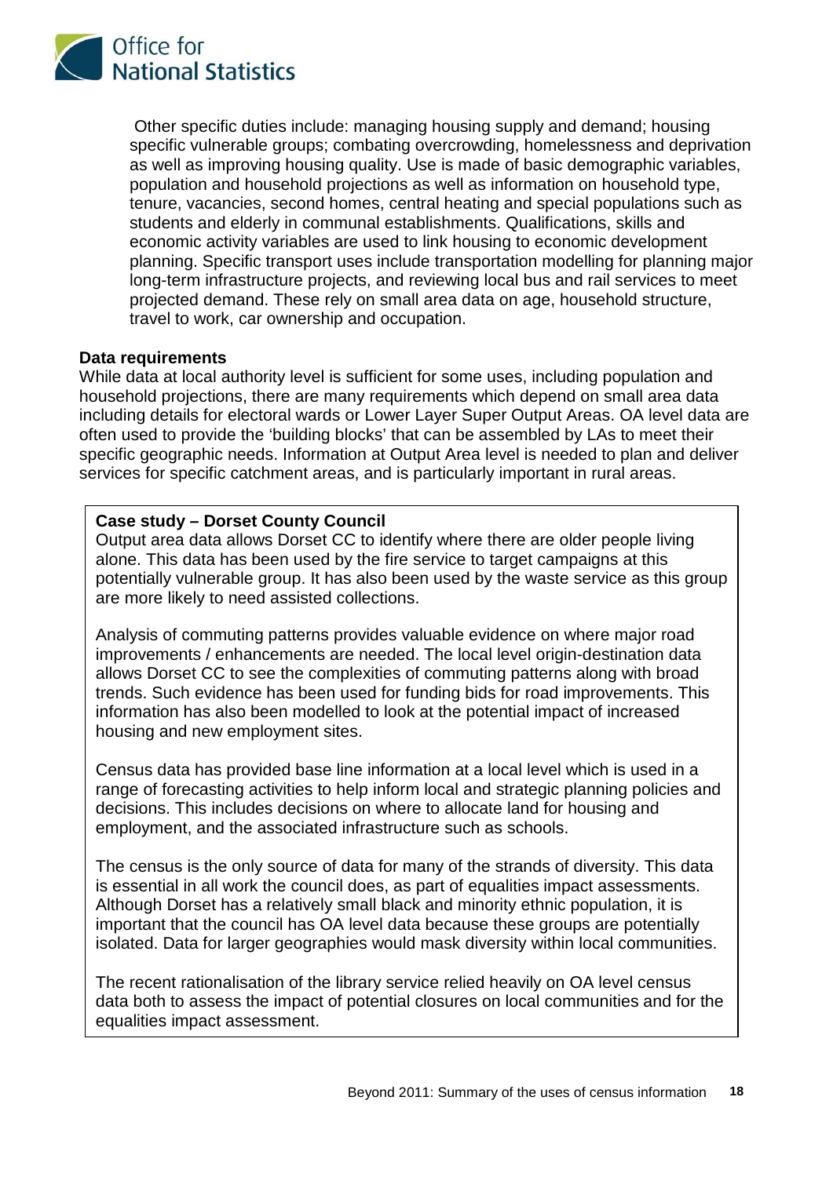Other specific duties include: managing housing supply and demand; housing specific vulnerable groups; combating overcrowding, homelessness and deprivation as well as improving housing quality. Use is made of basic demographic variables, population and household projections as well as information on household type, tenure, vacancies, second homes, central heating and special populations such as students and elderly in communal establishments. Qualifications, skills and economic activity variables are used to link housing to economic development planning. Specific transport uses include transportation modelling for planning major long-term infrastructure projects, and reviewing local bus and rail services to meet projected demand. These rely on small area data on age, household structure, travel to work, car ownership and occupation.

**Data requirements**

While data at local authority level is sufficient for some uses, including population and household projections, there are many requirements which depend on small area data including details for electoral wards or Lower Layer Super Output Areas. OA level data are often used to provide the 'building blocks' that can be assembled by LAs to meet their specific geographic needs. Information at Output Area level is needed to plan and deliver services for specific catchment areas, and is particularly important in rural areas.

**Case study – Dorset County Council**

Output area data allows Dorset CC to identify where there are older people living alone. This data has been used by the fire service to target campaigns at this potentially vulnerable group. It has also been used by the waste service as this group are more likely to need assisted collections.

Analysis of commuting patterns provides valuable evidence on where major road improvements / enhancements are needed. The local level origin-destination data allows Dorset CC to see the complexities of commuting patterns along with broad trends. Such evidence has been used for funding bids for road improvements. This information has also been modelled to look at the potential impact of increased housing and new employment sites.

Census data has provided base line information at a local level which is used in a range of forecasting activities to help inform local and strategic planning policies and decisions. This includes decisions on where to allocate land for housing and employment, and the associated infrastructure such as schools.

The census is the only source of data for many of the strands of diversity. This data is essential in all work the council does, as part of equalities impact assessments. Although Dorset has a relatively small black and minority ethnic population, it is important that the council has OA level data because these groups are potentially isolated. Data for larger geographies would mask diversity within local communities.

The recent rationalisation of the library service relied heavily on OA level census data both to assess the impact of potential closures on local communities and for the equalities impact assessment.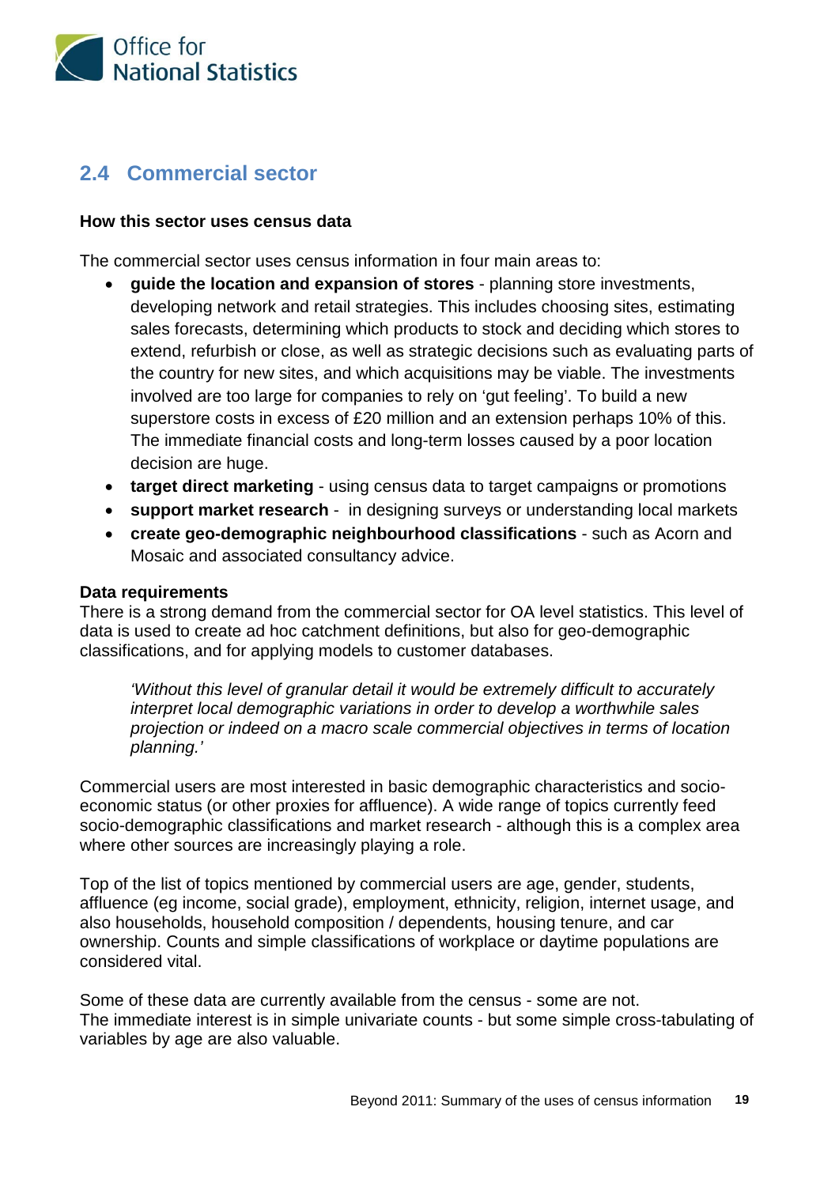## 2.4 Commercial sector

**How this sector uses census data**

The commercial sector uses census information in four main areas to:

- **guide the location and expansion of stores** - planning store investments, developing network and retail strategies. This includes choosing sites, estimating sales forecasts, determining which products to stock and deciding which stores to extend, refurbish or close, as well as strategic decisions such as evaluating parts of the country for new sites, and which acquisitions may be viable. The investments involved are too large for companies to rely on 'gut feeling'. To build a new superstore costs in excess of £20 million and an extension perhaps 10% of this. The immediate financial costs and long-term losses caused by a poor location decision are huge.
- **target direct marketing** - using census data to target campaigns or promotions
- **support market research** - in designing surveys or understanding local markets
- **create geo-demographic neighbourhood classifications** - such as Acorn and Mosaic and associated consultancy advice.

**Data requirements**

There is a strong demand from the commercial sector for OA level statistics. This level of data is used to create ad hoc catchment definitions, but also for geo-demographic classifications, and for applying models to customer databases.

> *'Without this level of granular detail it would be extremely difficult to accurately interpret local demographic variations in order to develop a worthwhile sales projection or indeed on a macro scale commercial objectives in terms of location planning.'*

Commercial users are most interested in basic demographic characteristics and socio-economic status (or other proxies for affluence). A wide range of topics currently feed socio-demographic classifications and market research - although this is a complex area where other sources are increasingly playing a role.

Top of the list of topics mentioned by commercial users are age, gender, students, affluence (eg income, social grade), employment, ethnicity, religion, internet usage, and also households, household composition / dependents, housing tenure, and car ownership. Counts and simple classifications of workplace or daytime populations are considered vital.

Some of these data are currently available from the census - some are not.
The immediate interest is in simple univariate counts - but some simple cross-tabulating of variables by age are also valuable.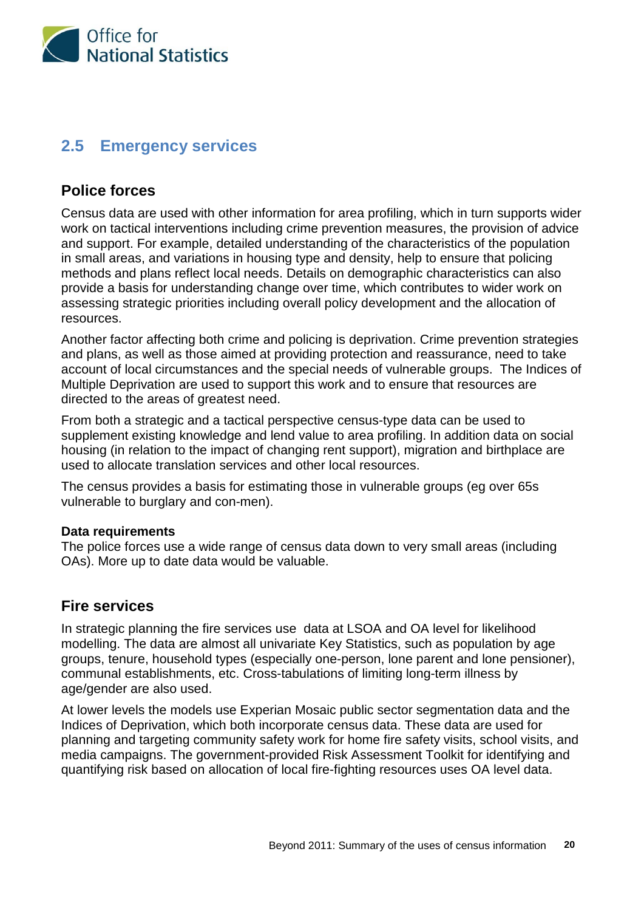## 2.5 Emergency services

### Police forces

Census data are used with other information for area profiling, which in turn supports wider work on tactical interventions including crime prevention measures, the provision of advice and support. For example, detailed understanding of the characteristics of the population in small areas, and variations in housing type and density, help to ensure that policing methods and plans reflect local needs. Details on demographic characteristics can also provide a basis for understanding change over time, which contributes to wider work on assessing strategic priorities including overall policy development and the allocation of resources.

Another factor affecting both crime and policing is deprivation. Crime prevention strategies and plans, as well as those aimed at providing protection and reassurance, need to take account of local circumstances and the special needs of vulnerable groups. The Indices of Multiple Deprivation are used to support this work and to ensure that resources are directed to the areas of greatest need.

From both a strategic and a tactical perspective census-type data can be used to supplement existing knowledge and lend value to area profiling. In addition data on social housing (in relation to the impact of changing rent support), migration and birthplace are used to allocate translation services and other local resources.

The census provides a basis for estimating those in vulnerable groups (eg over 65s vulnerable to burglary and con-men).

**Data requirements**
The police forces use a wide range of census data down to very small areas (including OAs). More up to date data would be valuable.

### Fire services

In strategic planning the fire services use data at LSOA and OA level for likelihood modelling. The data are almost all univariate Key Statistics, such as population by age groups, tenure, household types (especially one-person, lone parent and lone pensioner), communal establishments, etc. Cross-tabulations of limiting long-term illness by age/gender are also used.

At lower levels the models use Experian Mosaic public sector segmentation data and the Indices of Deprivation, which both incorporate census data. These data are used for planning and targeting community safety work for home fire safety visits, school visits, and media campaigns. The government-provided Risk Assessment Toolkit for identifying and quantifying risk based on allocation of local fire-fighting resources uses OA level data.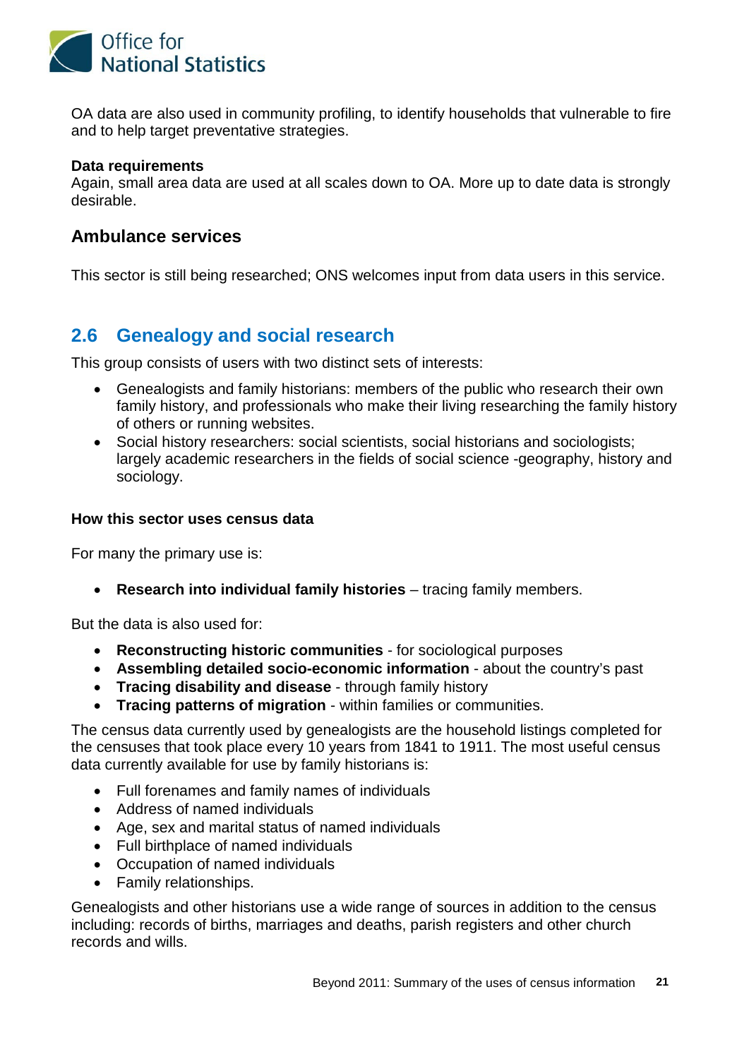OA data are also used in community profiling, to identify households that vulnerable to fire and to help target preventative strategies.

**Data requirements**
Again, small area data are used at all scales down to OA. More up to date data is strongly desirable.

### Ambulance services

This sector is still being researched; ONS welcomes input from data users in this service.

## 2.6 Genealogy and social research

This group consists of users with two distinct sets of interests:

- Genealogists and family historians: members of the public who research their own family history, and professionals who make their living researching the family history of others or running websites.
- Social history researchers: social scientists, social historians and sociologists; largely academic researchers in the fields of social science -geography, history and sociology.

**How this sector uses census data**

For many the primary use is:

- **Research into individual family histories** – tracing family members.

But the data is also used for:

- **Reconstructing historic communities** - for sociological purposes
- **Assembling detailed socio-economic information** - about the country's past
- **Tracing disability and disease** - through family history
- **Tracing patterns of migration** - within families or communities.

The census data currently used by genealogists are the household listings completed for the censuses that took place every 10 years from 1841 to 1911. The most useful census data currently available for use by family historians is:

- Full forenames and family names of individuals
- Address of named individuals
- Age, sex and marital status of named individuals
- Full birthplace of named individuals
- Occupation of named individuals
- Family relationships.

Genealogists and other historians use a wide range of sources in addition to the census including: records of births, marriages and deaths, parish registers and other church records and wills.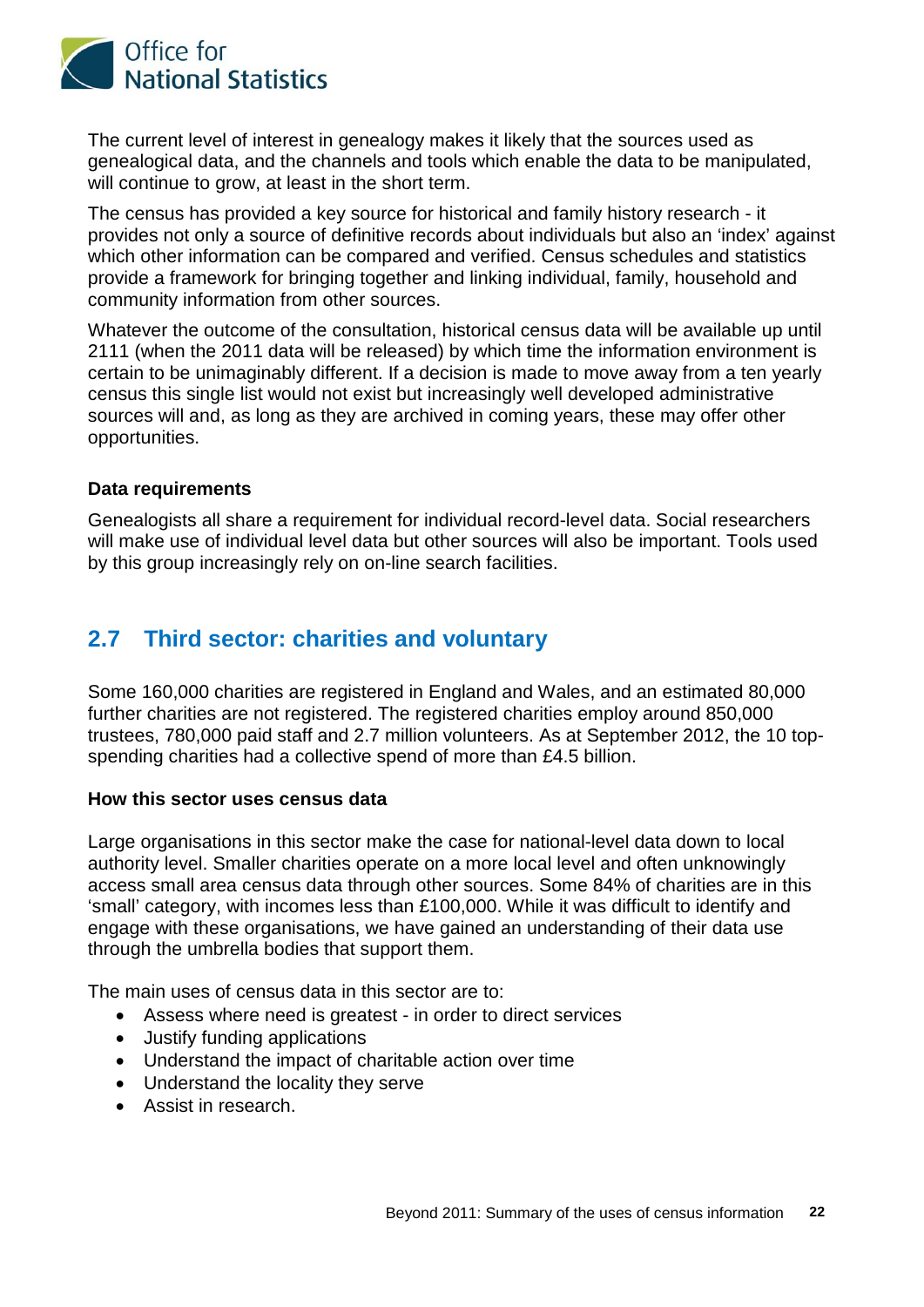The current level of interest in genealogy makes it likely that the sources used as genealogical data, and the channels and tools which enable the data to be manipulated, will continue to grow, at least in the short term.

The census has provided a key source for historical and family history research - it provides not only a source of definitive records about individuals but also an 'index' against which other information can be compared and verified. Census schedules and statistics provide a framework for bringing together and linking individual, family, household and community information from other sources.

Whatever the outcome of the consultation, historical census data will be available up until 2111 (when the 2011 data will be released) by which time the information environment is certain to be unimaginably different. If a decision is made to move away from a ten yearly census this single list would not exist but increasingly well developed administrative sources will and, as long as they are archived in coming years, these may offer other opportunities.

**Data requirements**

Genealogists all share a requirement for individual record-level data. Social researchers will make use of individual level data but other sources will also be important. Tools used by this group increasingly rely on on-line search facilities.

## 2.7 Third sector: charities and voluntary

Some 160,000 charities are registered in England and Wales, and an estimated 80,000 further charities are not registered. The registered charities employ around 850,000 trustees, 780,000 paid staff and 2.7 million volunteers. As at September 2012, the 10 top-spending charities had a collective spend of more than £4.5 billion.

**How this sector uses census data**

Large organisations in this sector make the case for national-level data down to local authority level. Smaller charities operate on a more local level and often unknowingly access small area census data through other sources. Some 84% of charities are in this 'small' category, with incomes less than £100,000. While it was difficult to identify and engage with these organisations, we have gained an understanding of their data use through the umbrella bodies that support them.

The main uses of census data in this sector are to:

- Assess where need is greatest - in order to direct services
- Justify funding applications
- Understand the impact of charitable action over time
- Understand the locality they serve
- Assist in research.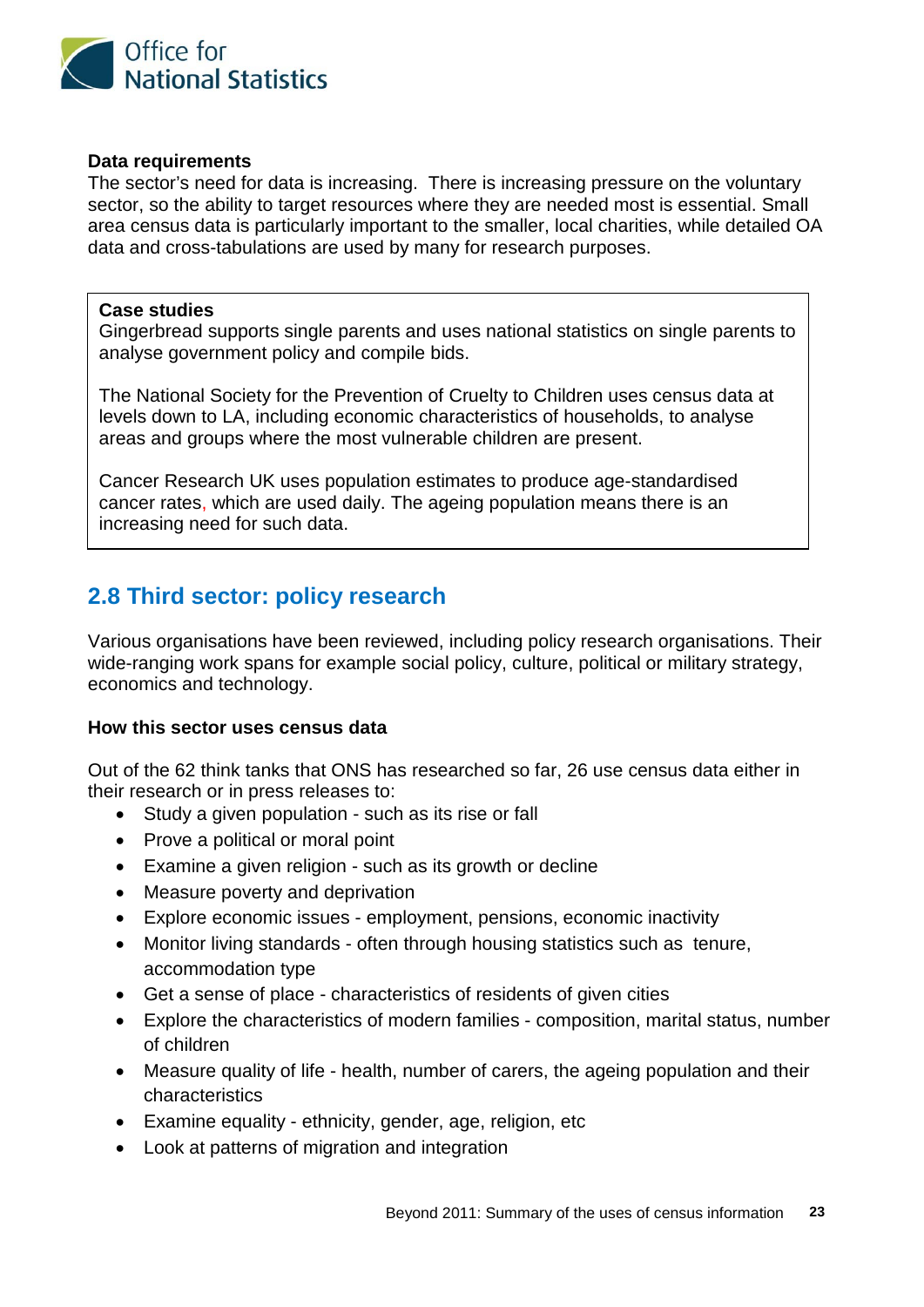**Data requirements**

The sector's need for data is increasing. There is increasing pressure on the voluntary sector, so the ability to target resources where they are needed most is essential. Small area census data is particularly important to the smaller, local charities, while detailed OA data and cross-tabulations are used by many for research purposes.

> **Case studies**
>
> Gingerbread supports single parents and uses national statistics on single parents to analyse government policy and compile bids.
>
> The National Society for the Prevention of Cruelty to Children uses census data at levels down to LA, including economic characteristics of households, to analyse areas and groups where the most vulnerable children are present.
>
> Cancer Research UK uses population estimates to produce age-standardised cancer rates, which are used daily. The ageing population means there is an increasing need for such data.

## 2.8 Third sector: policy research

Various organisations have been reviewed, including policy research organisations. Their wide-ranging work spans for example social policy, culture, political or military strategy, economics and technology.

**How this sector uses census data**

Out of the 62 think tanks that ONS has researched so far, 26 use census data either in their research or in press releases to:

- Study a given population - such as its rise or fall
- Prove a political or moral point
- Examine a given religion - such as its growth or decline
- Measure poverty and deprivation
- Explore economic issues - employment, pensions, economic inactivity
- Monitor living standards - often through housing statistics such as tenure, accommodation type
- Get a sense of place - characteristics of residents of given cities
- Explore the characteristics of modern families - composition, marital status, number of children
- Measure quality of life - health, number of carers, the ageing population and their characteristics
- Examine equality - ethnicity, gender, age, religion, etc
- Look at patterns of migration and integration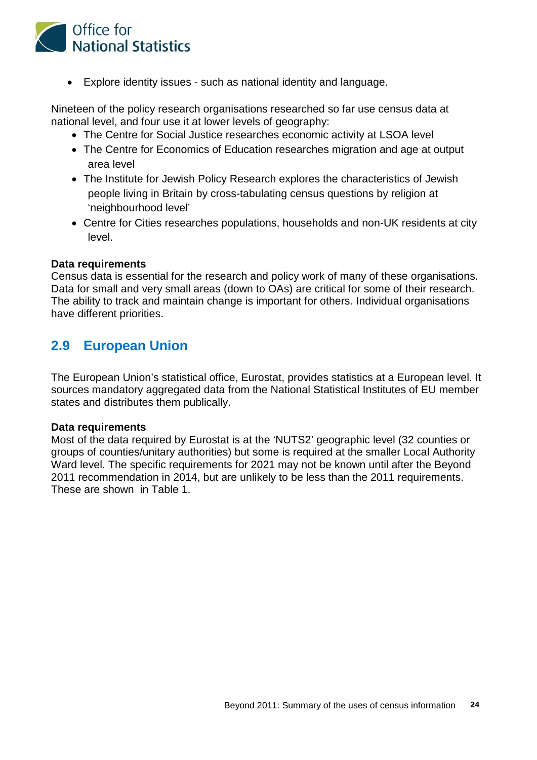- Explore identity issues - such as national identity and language.

Nineteen of the policy research organisations researched so far use census data at national level, and four use it at lower levels of geography:

- The Centre for Social Justice researches economic activity at LSOA level
- The Centre for Economics of Education researches migration and age at output area level
- The Institute for Jewish Policy Research explores the characteristics of Jewish people living in Britain by cross-tabulating census questions by religion at 'neighbourhood level'
- Centre for Cities researches populations, households and non-UK residents at city level.

**Data requirements**
Census data is essential for the research and policy work of many of these organisations. Data for small and very small areas (down to OAs) are critical for some of their research. The ability to track and maintain change is important for others. Individual organisations have different priorities.

## 2.9 European Union

The European Union's statistical office, Eurostat, provides statistics at a European level. It sources mandatory aggregated data from the National Statistical Institutes of EU member states and distributes them publically.

**Data requirements**
Most of the data required by Eurostat is at the 'NUTS2' geographic level (32 counties or groups of counties/unitary authorities) but some is required at the smaller Local Authority Ward level. The specific requirements for 2021 may not be known until after the Beyond 2011 recommendation in 2014, but are unlikely to be less than the 2011 requirements. These are shown in Table 1.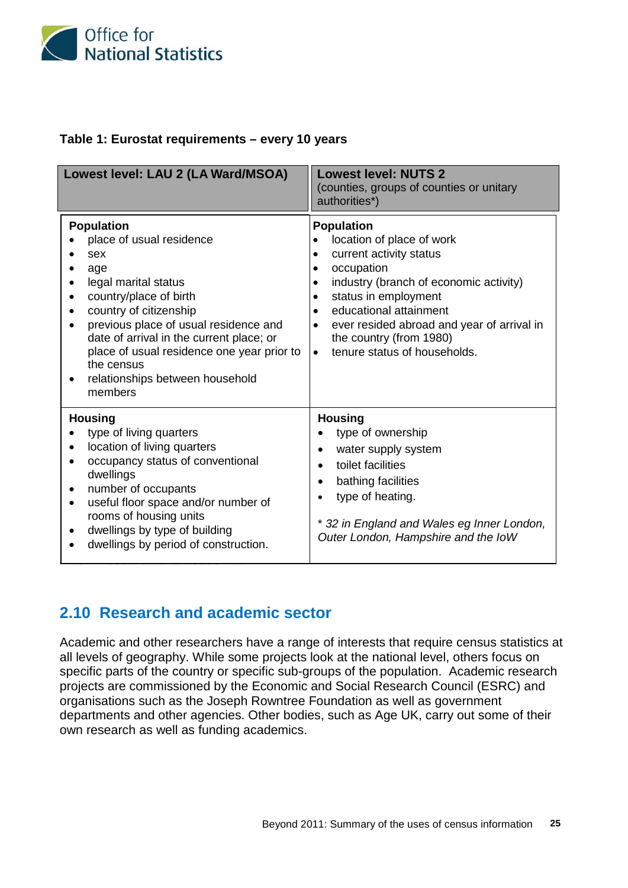**Table 1: Eurostat requirements – every 10 years**

| Lowest level: LAU 2 (LA Ward/MSOA) | Lowest level: NUTS 2 (counties, groups of counties or unitary authorities*) |
|---|---|
| **Population**<br>• place of usual residence<br>• sex<br>• age<br>• legal marital status<br>• country/place of birth<br>• country of citizenship<br>• previous place of usual residence and date of arrival in the current place; or place of usual residence one year prior to the census<br>• relationships between household members | **Population**<br>• location of place of work<br>• current activity status<br>• occupation<br>• industry (branch of economic activity)<br>• status in employment<br>• educational attainment<br>• ever resided abroad and year of arrival in the country (from 1980)<br>• tenure status of households. |
| **Housing**<br>• type of living quarters<br>• location of living quarters<br>• occupancy status of conventional dwellings<br>• number of occupants<br>• useful floor space and/or number of rooms of housing units<br>• dwellings by type of building<br>• dwellings by period of construction. | **Housing**<br>• type of ownership<br>• water supply system<br>• toilet facilities<br>• bathing facilities<br>• type of heating.<br><br>*\* 32 in England and Wales eg Inner London, Outer London, Hampshire and the IoW* |

## 2.10 Research and academic sector

Academic and other researchers have a range of interests that require census statistics at all levels of geography. While some projects look at the national level, others focus on specific parts of the country or specific sub-groups of the population. Academic research projects are commissioned by the Economic and Social Research Council (ESRC) and organisations such as the Joseph Rowntree Foundation as well as government departments and other agencies. Other bodies, such as Age UK, carry out some of their own research as well as funding academics.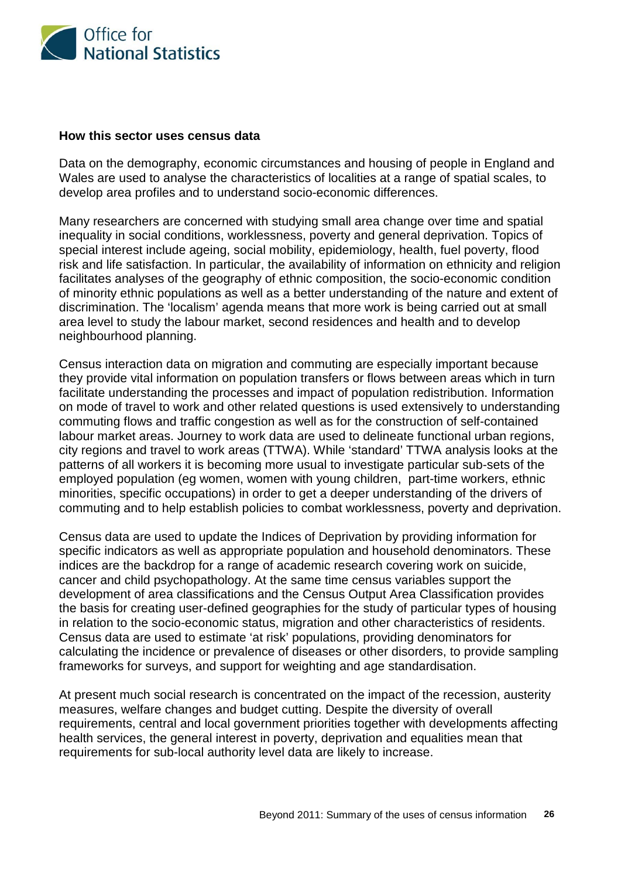**How this sector uses census data**

Data on the demography, economic circumstances and housing of people in England and Wales are used to analyse the characteristics of localities at a range of spatial scales, to develop area profiles and to understand socio-economic differences.

Many researchers are concerned with studying small area change over time and spatial inequality in social conditions, worklessness, poverty and general deprivation. Topics of special interest include ageing, social mobility, epidemiology, health, fuel poverty, flood risk and life satisfaction. In particular, the availability of information on ethnicity and religion facilitates analyses of the geography of ethnic composition, the socio-economic condition of minority ethnic populations as well as a better understanding of the nature and extent of discrimination. The 'localism' agenda means that more work is being carried out at small area level to study the labour market, second residences and health and to develop neighbourhood planning.

Census interaction data on migration and commuting are especially important because they provide vital information on population transfers or flows between areas which in turn facilitate understanding the processes and impact of population redistribution. Information on mode of travel to work and other related questions is used extensively to understanding commuting flows and traffic congestion as well as for the construction of self-contained labour market areas. Journey to work data are used to delineate functional urban regions, city regions and travel to work areas (TTWA). While 'standard' TTWA analysis looks at the patterns of all workers it is becoming more usual to investigate particular sub-sets of the employed population (eg women, women with young children, part-time workers, ethnic minorities, specific occupations) in order to get a deeper understanding of the drivers of commuting and to help establish policies to combat worklessness, poverty and deprivation.

Census data are used to update the Indices of Deprivation by providing information for specific indicators as well as appropriate population and household denominators. These indices are the backdrop for a range of academic research covering work on suicide, cancer and child psychopathology. At the same time census variables support the development of area classifications and the Census Output Area Classification provides the basis for creating user-defined geographies for the study of particular types of housing in relation to the socio-economic status, migration and other characteristics of residents. Census data are used to estimate 'at risk' populations, providing denominators for calculating the incidence or prevalence of diseases or other disorders, to provide sampling frameworks for surveys, and support for weighting and age standardisation.

At present much social research is concentrated on the impact of the recession, austerity measures, welfare changes and budget cutting. Despite the diversity of overall requirements, central and local government priorities together with developments affecting health services, the general interest in poverty, deprivation and equalities mean that requirements for sub-local authority level data are likely to increase.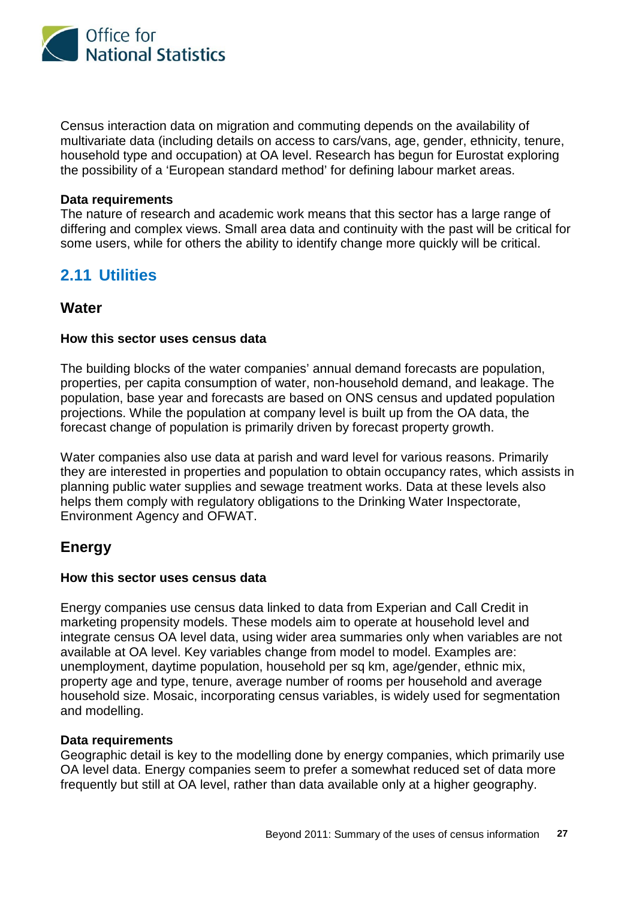Census interaction data on migration and commuting depends on the availability of multivariate data (including details on access to cars/vans, age, gender, ethnicity, tenure, household type and occupation) at OA level. Research has begun for Eurostat exploring the possibility of a 'European standard method' for defining labour market areas.

**Data requirements**
The nature of research and academic work means that this sector has a large range of differing and complex views. Small area data and continuity with the past will be critical for some users, while for others the ability to identify change more quickly will be critical.

## 2.11 Utilities

### Water

**How this sector uses census data**

The building blocks of the water companies' annual demand forecasts are population, properties, per capita consumption of water, non-household demand, and leakage. The population, base year and forecasts are based on ONS census and updated population projections. While the population at company level is built up from the OA data, the forecast change of population is primarily driven by forecast property growth.

Water companies also use data at parish and ward level for various reasons. Primarily they are interested in properties and population to obtain occupancy rates, which assists in planning public water supplies and sewage treatment works. Data at these levels also helps them comply with regulatory obligations to the Drinking Water Inspectorate, Environment Agency and OFWAT.

### Energy

**How this sector uses census data**

Energy companies use census data linked to data from Experian and Call Credit in marketing propensity models. These models aim to operate at household level and integrate census OA level data, using wider area summaries only when variables are not available at OA level. Key variables change from model to model. Examples are: unemployment, daytime population, household per sq km, age/gender, ethnic mix, property age and type, tenure, average number of rooms per household and average household size. Mosaic, incorporating census variables, is widely used for segmentation and modelling.

**Data requirements**
Geographic detail is key to the modelling done by energy companies, which primarily use OA level data. Energy companies seem to prefer a somewhat reduced set of data more frequently but still at OA level, rather than data available only at a higher geography.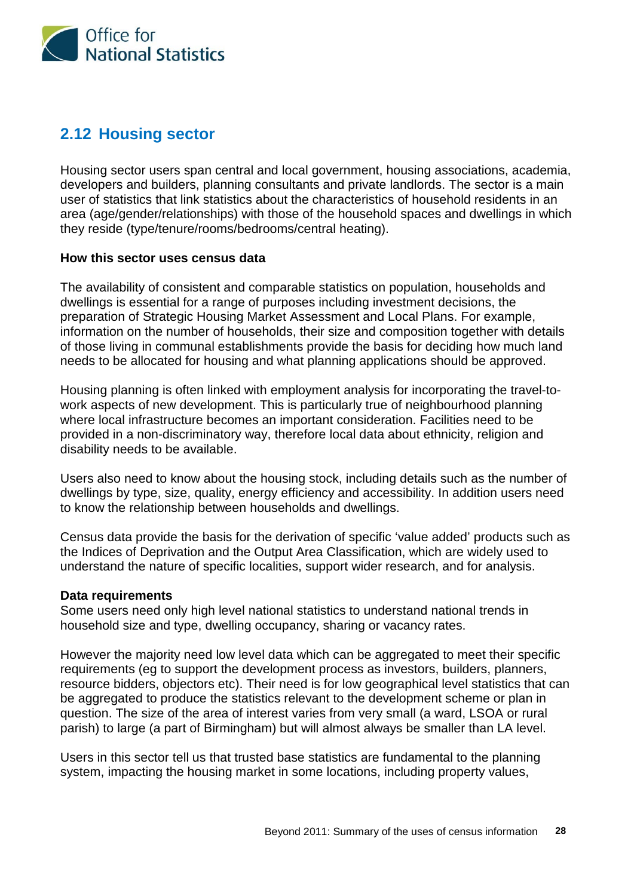## 2.12 Housing sector

Housing sector users span central and local government, housing associations, academia, developers and builders, planning consultants and private landlords. The sector is a main user of statistics that link statistics about the characteristics of household residents in an area (age/gender/relationships) with those of the household spaces and dwellings in which they reside (type/tenure/rooms/bedrooms/central heating).

**How this sector uses census data**

The availability of consistent and comparable statistics on population, households and dwellings is essential for a range of purposes including investment decisions, the preparation of Strategic Housing Market Assessment and Local Plans. For example, information on the number of households, their size and composition together with details of those living in communal establishments provide the basis for deciding how much land needs to be allocated for housing and what planning applications should be approved.

Housing planning is often linked with employment analysis for incorporating the travel-to-work aspects of new development. This is particularly true of neighbourhood planning where local infrastructure becomes an important consideration. Facilities need to be provided in a non-discriminatory way, therefore local data about ethnicity, religion and disability needs to be available.

Users also need to know about the housing stock, including details such as the number of dwellings by type, size, quality, energy efficiency and accessibility. In addition users need to know the relationship between households and dwellings.

Census data provide the basis for the derivation of specific 'value added' products such as the Indices of Deprivation and the Output Area Classification, which are widely used to understand the nature of specific localities, support wider research, and for analysis.

**Data requirements**

Some users need only high level national statistics to understand national trends in household size and type, dwelling occupancy, sharing or vacancy rates.

However the majority need low level data which can be aggregated to meet their specific requirements (eg to support the development process as investors, builders, planners, resource bidders, objectors etc). Their need is for low geographical level statistics that can be aggregated to produce the statistics relevant to the development scheme or plan in question. The size of the area of interest varies from very small (a ward, LSOA or rural parish) to large (a part of Birmingham) but will almost always be smaller than LA level.

Users in this sector tell us that trusted base statistics are fundamental to the planning system, impacting the housing market in some locations, including property values,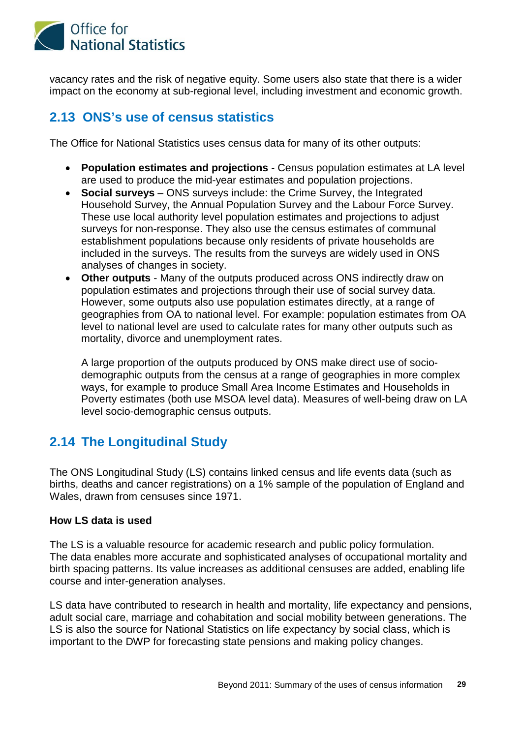vacancy rates and the risk of negative equity. Some users also state that there is a wider impact on the economy at sub-regional level, including investment and economic growth.

## 2.13 ONS's use of census statistics

The Office for National Statistics uses census data for many of its other outputs:

- **Population estimates and projections** - Census population estimates at LA level are used to produce the mid-year estimates and population projections.
- **Social surveys** – ONS surveys include: the Crime Survey, the Integrated Household Survey, the Annual Population Survey and the Labour Force Survey. These use local authority level population estimates and projections to adjust surveys for non-response. They also use the census estimates of communal establishment populations because only residents of private households are included in the surveys. The results from the surveys are widely used in ONS analyses of changes in society.
- **Other outputs** - Many of the outputs produced across ONS indirectly draw on population estimates and projections through their use of social survey data. However, some outputs also use population estimates directly, at a range of geographies from OA to national level. For example: population estimates from OA level to national level are used to calculate rates for many other outputs such as mortality, divorce and unemployment rates.

  A large proportion of the outputs produced by ONS make direct use of socio-demographic outputs from the census at a range of geographies in more complex ways, for example to produce Small Area Income Estimates and Households in Poverty estimates (both use MSOA level data). Measures of well-being draw on LA level socio-demographic census outputs.

## 2.14 The Longitudinal Study

The ONS Longitudinal Study (LS) contains linked census and life events data (such as births, deaths and cancer registrations) on a 1% sample of the population of England and Wales, drawn from censuses since 1971.

**How LS data is used**

The LS is a valuable resource for academic research and public policy formulation. The data enables more accurate and sophisticated analyses of occupational mortality and birth spacing patterns. Its value increases as additional censuses are added, enabling life course and inter-generation analyses.

LS data have contributed to research in health and mortality, life expectancy and pensions, adult social care, marriage and cohabitation and social mobility between generations. The LS is also the source for National Statistics on life expectancy by social class, which is important to the DWP for forecasting state pensions and making policy changes.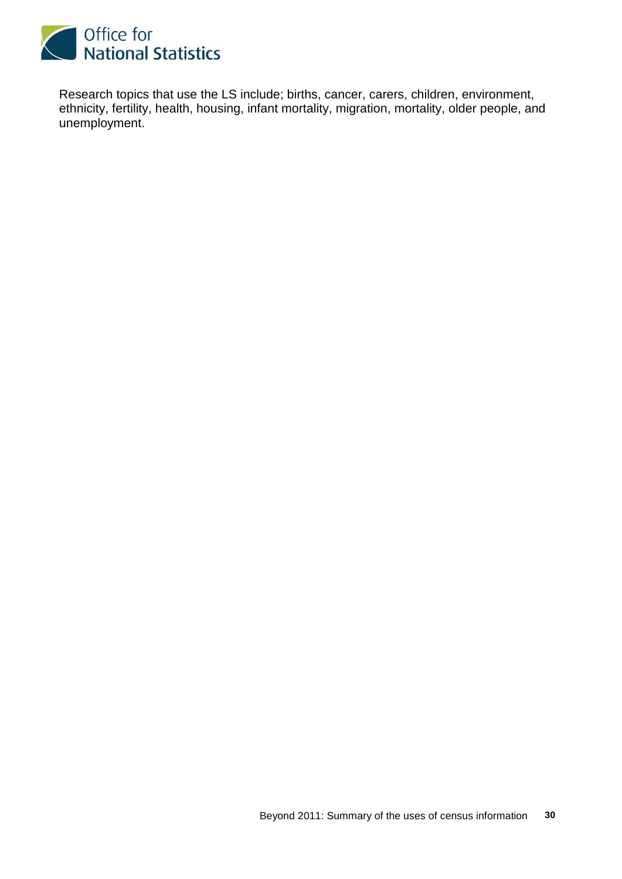Research topics that use the LS include; births, cancer, carers, children, environment, ethnicity, fertility, health, housing, infant mortality, migration, mortality, older people, and unemployment.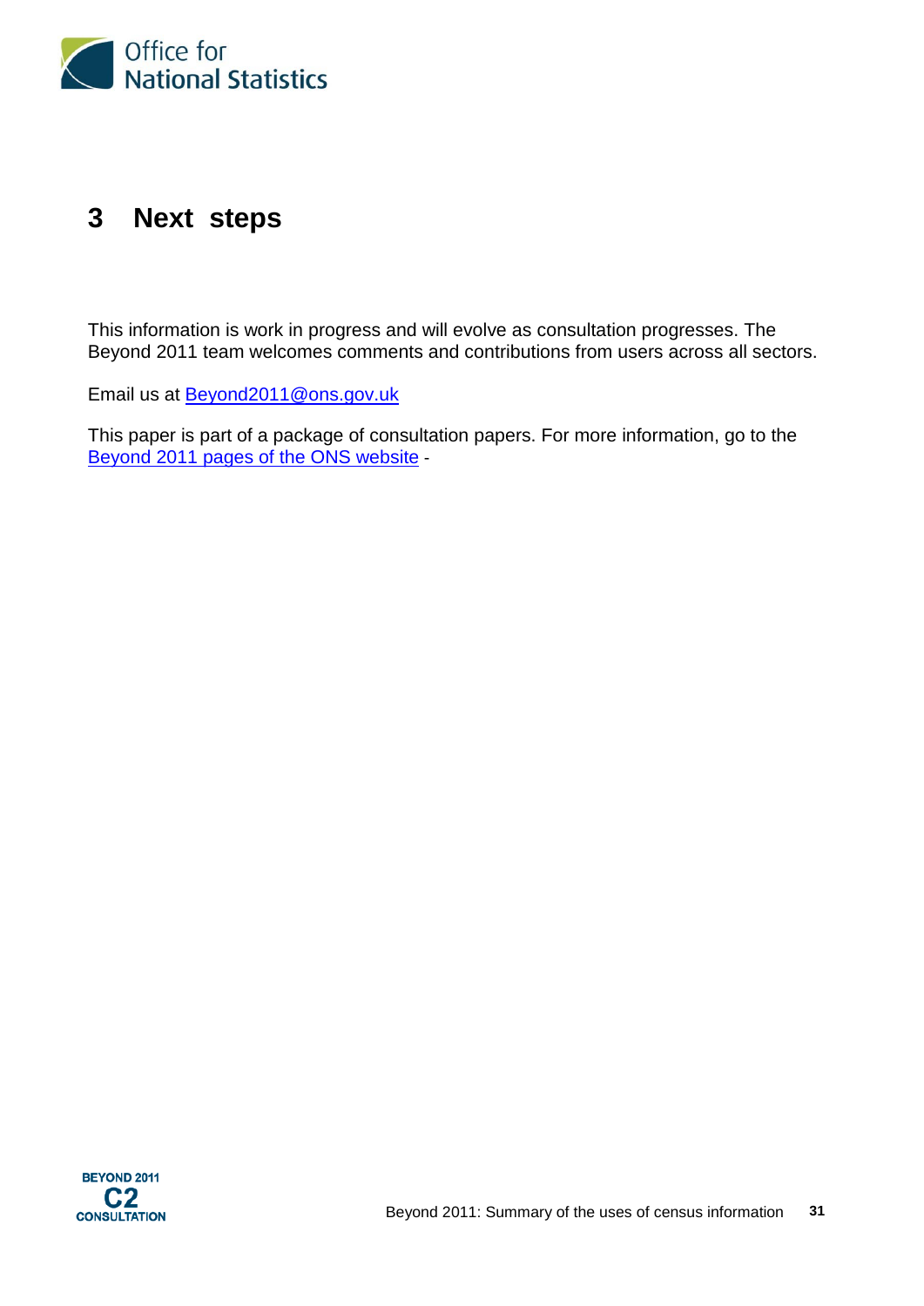# 3 Next steps

This information is work in progress and will evolve as consultation progresses. The Beyond 2011 team welcomes comments and contributions from users across all sectors.

Email us at Beyond2011@ons.gov.uk

This paper is part of a package of consultation papers. For more information, go to the Beyond 2011 pages of the ONS website -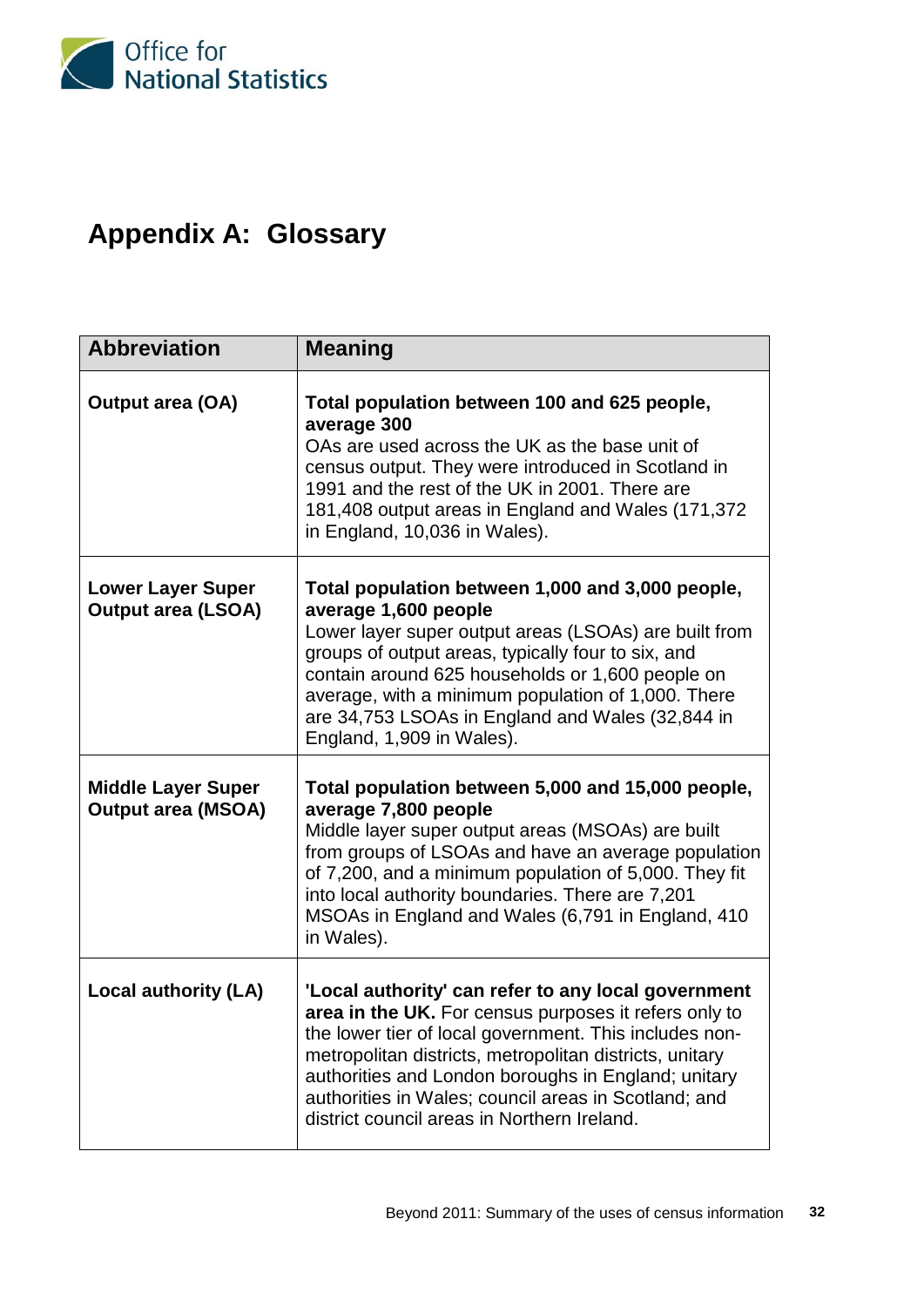# Appendix A: Glossary

| Abbreviation | Meaning |
| --- | --- |
| **Output area (OA)** | **Total population between 100 and 625 people, average 300** OAs are used across the UK as the base unit of census output. They were introduced in Scotland in 1991 and the rest of the UK in 2001. There are 181,408 output areas in England and Wales (171,372 in England, 10,036 in Wales). |
| **Lower Layer Super Output area (LSOA)** | **Total population between 1,000 and 3,000 people, average 1,600 people** Lower layer super output areas (LSOAs) are built from groups of output areas, typically four to six, and contain around 625 households or 1,600 people on average, with a minimum population of 1,000. There are 34,753 LSOAs in England and Wales (32,844 in England, 1,909 in Wales). |
| **Middle Layer Super Output area (MSOA)** | **Total population between 5,000 and 15,000 people, average 7,800 people** Middle layer super output areas (MSOAs) are built from groups of LSOAs and have an average population of 7,200, and a minimum population of 5,000. They fit into local authority boundaries. There are 7,201 MSOAs in England and Wales (6,791 in England, 410 in Wales). |
| **Local authority (LA)** | **'Local authority' can refer to any local government area in the UK.** For census purposes it refers only to the lower tier of local government. This includes non-metropolitan districts, metropolitan districts, unitary authorities and London boroughs in England; unitary authorities in Wales; council areas in Scotland; and district council areas in Northern Ireland. |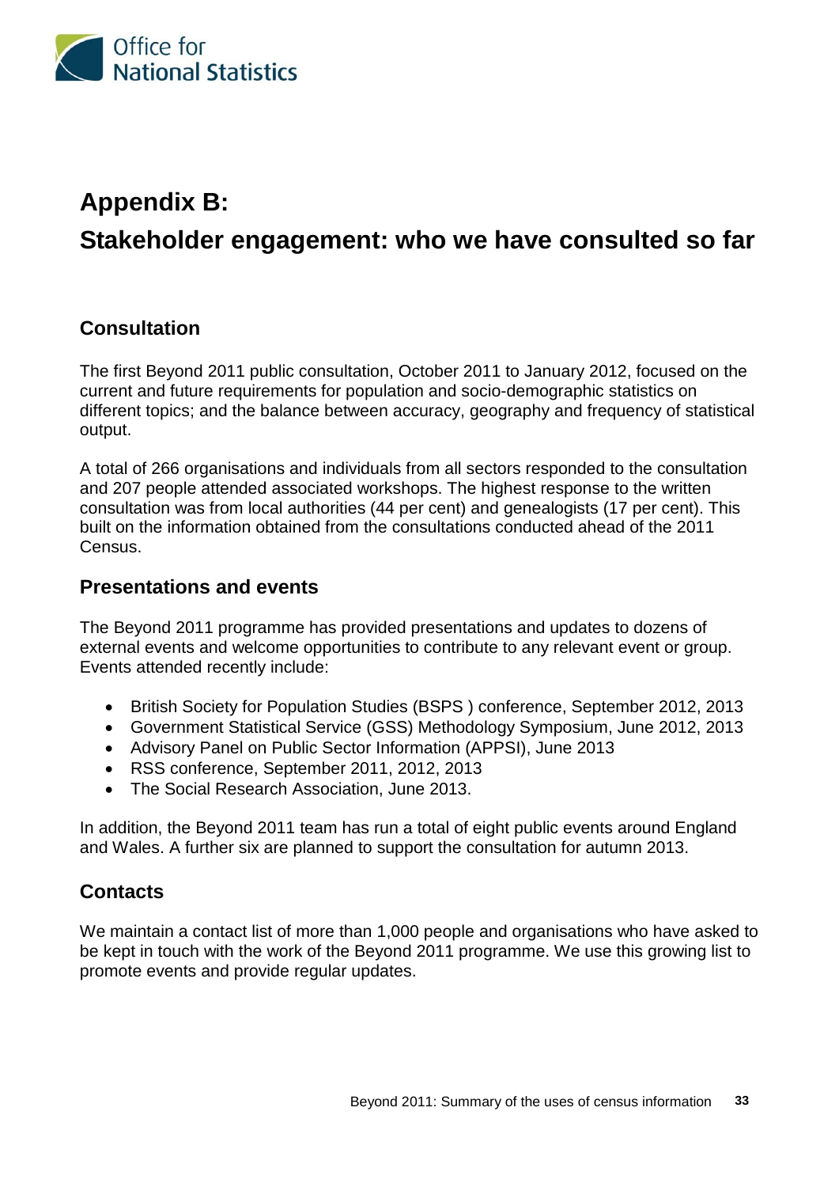# Appendix B:

# Stakeholder engagement: who we have consulted so far

## Consultation

The first Beyond 2011 public consultation, October 2011 to January 2012, focused on the current and future requirements for population and socio-demographic statistics on different topics; and the balance between accuracy, geography and frequency of statistical output.

A total of 266 organisations and individuals from all sectors responded to the consultation and 207 people attended associated workshops. The highest response to the written consultation was from local authorities (44 per cent) and genealogists (17 per cent). This built on the information obtained from the consultations conducted ahead of the 2011 Census.

## Presentations and events

The Beyond 2011 programme has provided presentations and updates to dozens of external events and welcome opportunities to contribute to any relevant event or group. Events attended recently include:

- British Society for Population Studies (BSPS ) conference, September 2012, 2013
- Government Statistical Service (GSS) Methodology Symposium, June 2012, 2013
- Advisory Panel on Public Sector Information (APPSI), June 2013
- RSS conference, September 2011, 2012, 2013
- The Social Research Association, June 2013.

In addition, the Beyond 2011 team has run a total of eight public events around England and Wales. A further six are planned to support the consultation for autumn 2013.

## Contacts

We maintain a contact list of more than 1,000 people and organisations who have asked to be kept in touch with the work of the Beyond 2011 programme. We use this growing list to promote events and provide regular updates.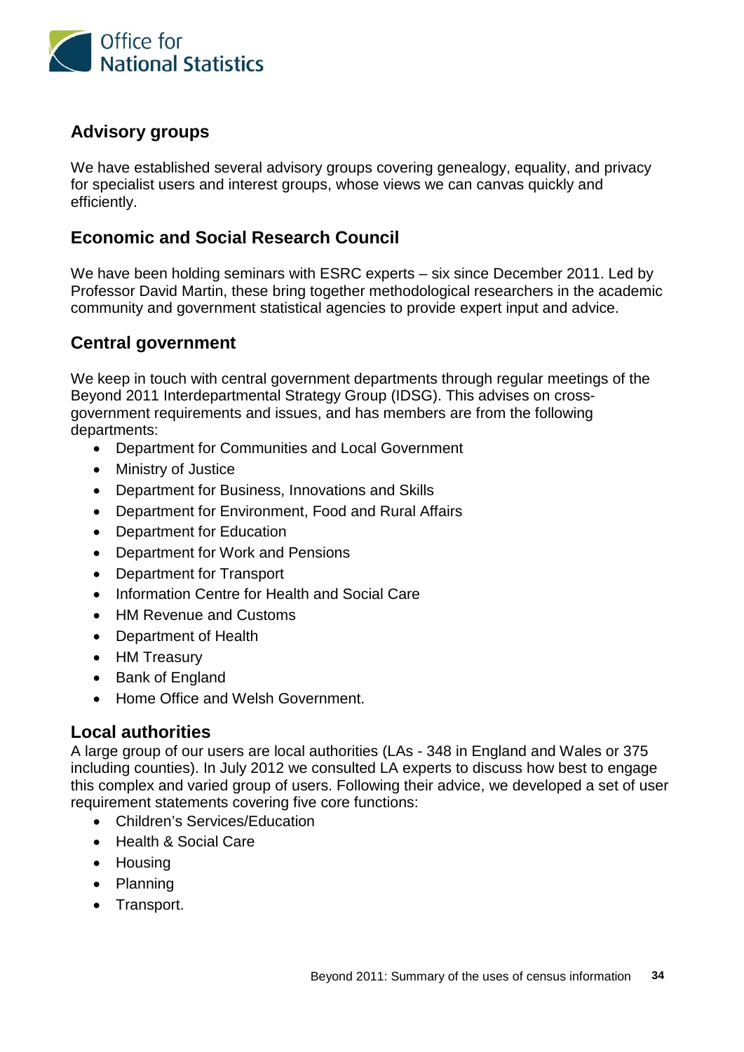## Advisory groups

We have established several advisory groups covering genealogy, equality, and privacy for specialist users and interest groups, whose views we can canvas quickly and efficiently.

## Economic and Social Research Council

We have been holding seminars with ESRC experts – six since December 2011. Led by Professor David Martin, these bring together methodological researchers in the academic community and government statistical agencies to provide expert input and advice.

## Central government

We keep in touch with central government departments through regular meetings of the Beyond 2011 Interdepartmental Strategy Group (IDSG). This advises on cross-government requirements and issues, and has members are from the following departments:

- Department for Communities and Local Government
- Ministry of Justice
- Department for Business, Innovations and Skills
- Department for Environment, Food and Rural Affairs
- Department for Education
- Department for Work and Pensions
- Department for Transport
- Information Centre for Health and Social Care
- HM Revenue and Customs
- Department of Health
- HM Treasury
- Bank of England
- Home Office and Welsh Government.

## Local authorities

A large group of our users are local authorities (LAs - 348 in England and Wales or 375 including counties). In July 2012 we consulted LA experts to discuss how best to engage this complex and varied group of users. Following their advice, we developed a set of user requirement statements covering five core functions:

- Children's Services/Education
- Health & Social Care
- Housing
- Planning
- Transport.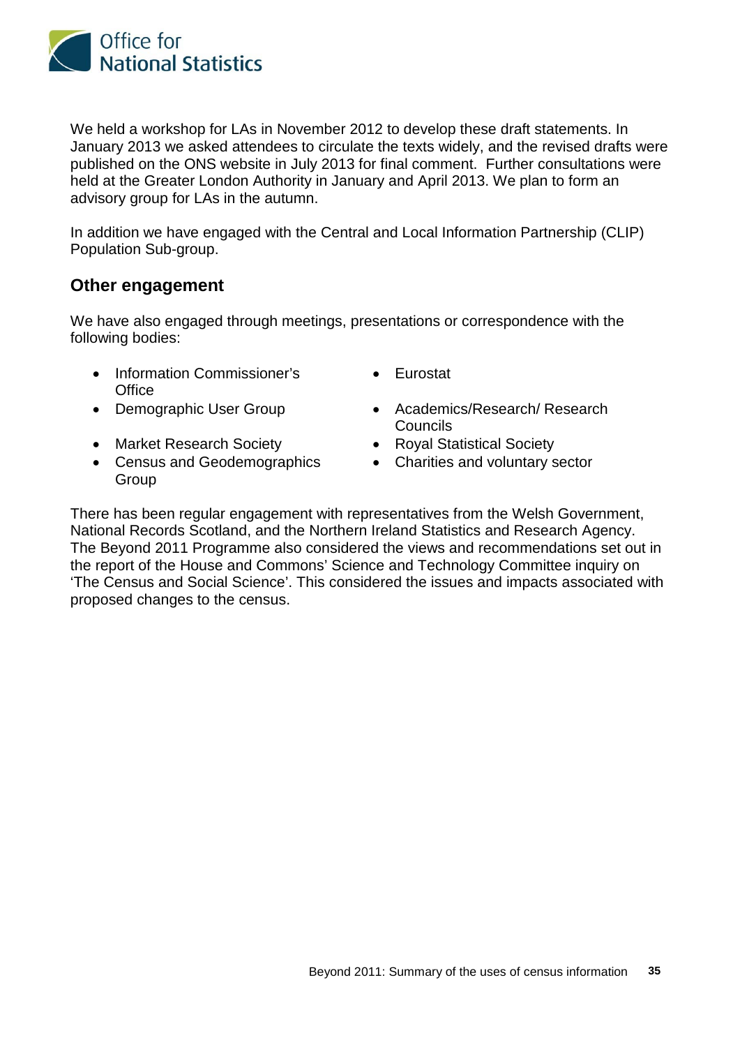We held a workshop for LAs in November 2012 to develop these draft statements. In January 2013 we asked attendees to circulate the texts widely, and the revised drafts were published on the ONS website in July 2013 for final comment. Further consultations were held at the Greater London Authority in January and April 2013. We plan to form an advisory group for LAs in the autumn.

In addition we have engaged with the Central and Local Information Partnership (CLIP) Population Sub-group.

## Other engagement

We have also engaged through meetings, presentations or correspondence with the following bodies:

- Information Commissioner's Office
- Demographic User Group
- Market Research Society
- Census and Geodemographics Group
- Eurostat
- Academics/Research/ Research Councils
- Royal Statistical Society
- Charities and voluntary sector

There has been regular engagement with representatives from the Welsh Government, National Records Scotland, and the Northern Ireland Statistics and Research Agency. The Beyond 2011 Programme also considered the views and recommendations set out in the report of the House and Commons' Science and Technology Committee inquiry on 'The Census and Social Science'. This considered the issues and impacts associated with proposed changes to the census.